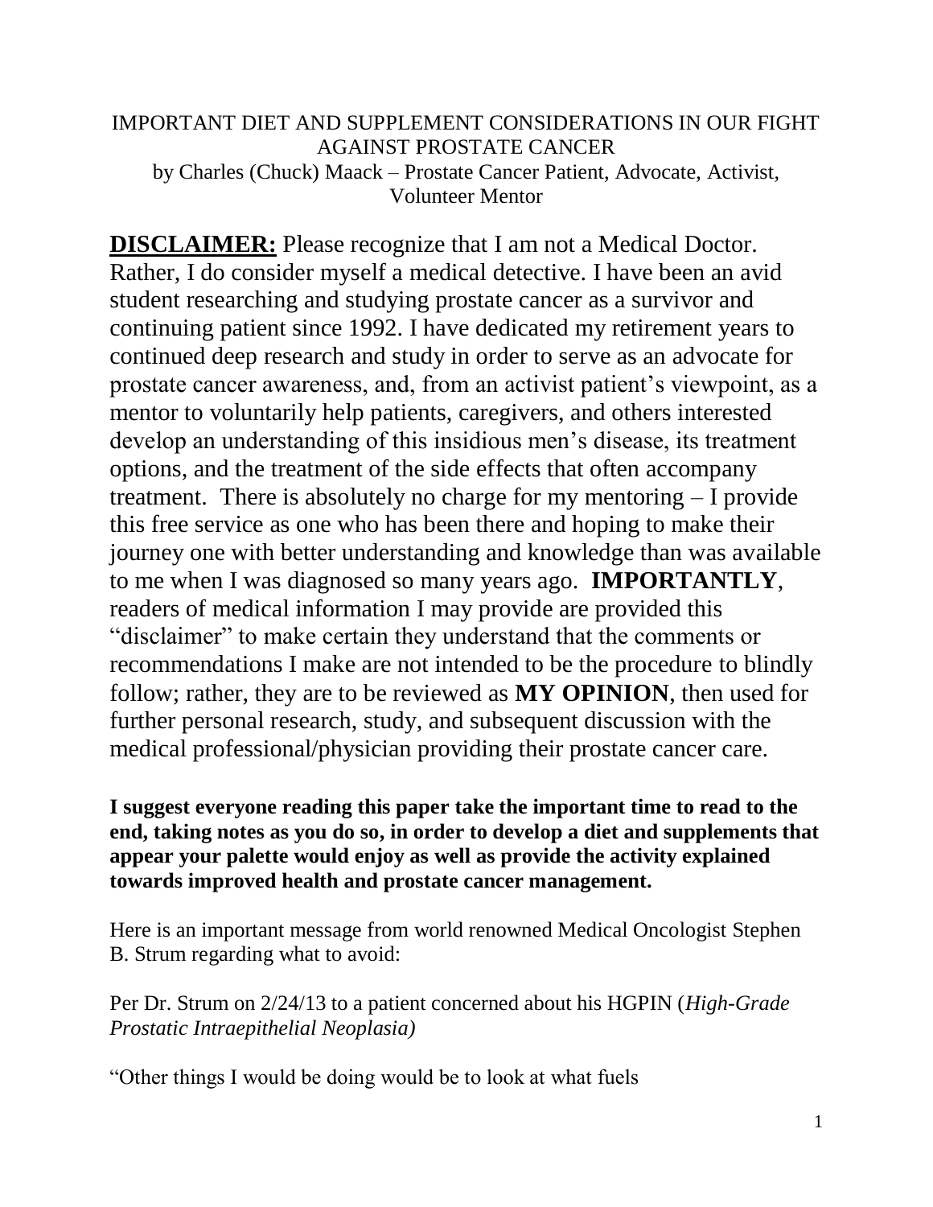# IMPORTANT DIET AND SUPPLEMENT CONSIDERATIONS IN OUR FIGHT AGAINST PROSTATE CANCER

by Charles (Chuck) Maack – Prostate Cancer Patient, Advocate, Activist, Volunteer Mentor

**DISCLAIMER:** Please recognize that I am not a Medical Doctor. Rather, I do consider myself a medical detective. I have been an avid student researching and studying prostate cancer as a survivor and continuing patient since 1992. I have dedicated my retirement years to continued deep research and study in order to serve as an advocate for prostate cancer awareness, and, from an activist patient's viewpoint, as a mentor to voluntarily help patients, caregivers, and others interested develop an understanding of this insidious men's disease, its treatment options, and the treatment of the side effects that often accompany treatment. There is absolutely no charge for my mentoring – I provide this free service as one who has been there and hoping to make their journey one with better understanding and knowledge than was available to me when I was diagnosed so many years ago. **IMPORTANTLY**, readers of medical information I may provide are provided this "disclaimer" to make certain they understand that the comments or recommendations I make are not intended to be the procedure to blindly follow; rather, they are to be reviewed as **MY OPINION**, then used for further personal research, study, and subsequent discussion with the medical professional/physician providing their prostate cancer care.

**I suggest everyone reading this paper take the important time to read to the end, taking notes as you do so, in order to develop a diet and supplements that appear your palette would enjoy as well as provide the activity explained towards improved health and prostate cancer management.**

Here is an important message from world renowned Medical Oncologist Stephen B. Strum regarding what to avoid:

Per Dr. Strum on 2/24/13 to a patient concerned about his HGPIN (*High-Grade Prostatic Intraepithelial Neoplasia)*

"Other things I would be doing would be to look at what fuels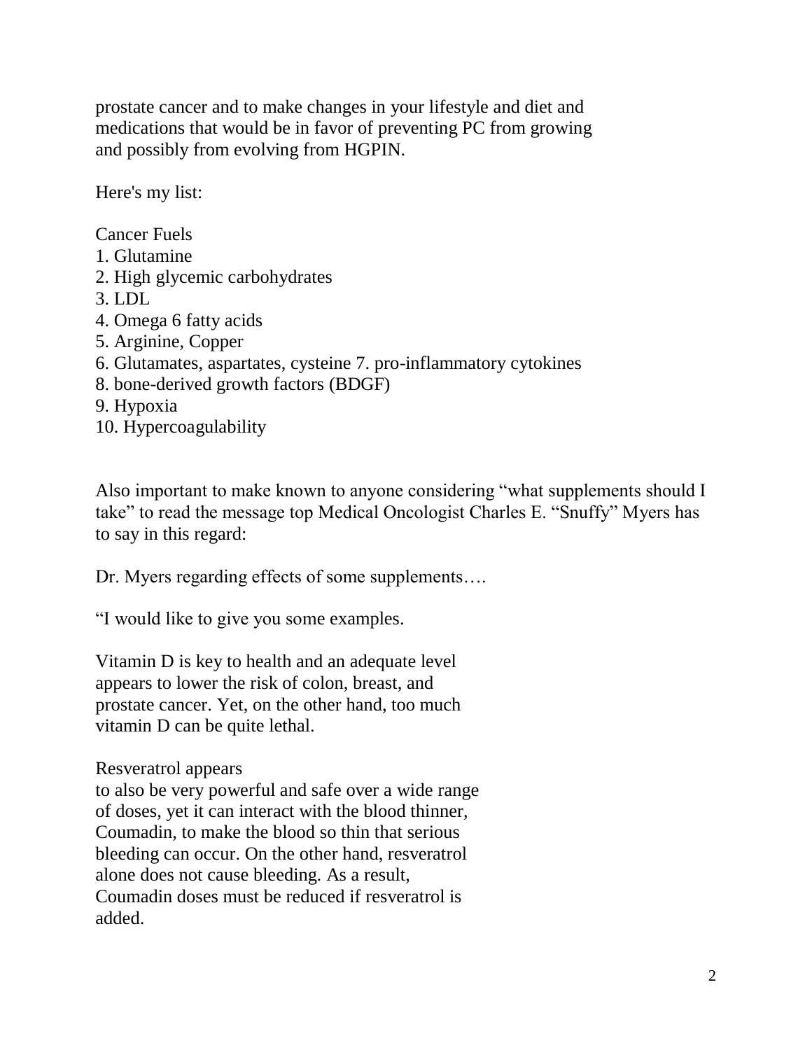prostate cancer and to make changes in your lifestyle and diet and medications that would be in favor of preventing PC from growing and possibly from evolving from HGPIN.

Here's my list:

Cancer Fuels

1. Glutamine
2. High glycemic carbohydrates
3. LDL
4. Omega 6 fatty acids
5. Arginine, Copper
6. Glutamates, aspartates, cysteine 7. pro-inflammatory cytokines
8. bone-derived growth factors (BDGF)
9. Hypoxia
10. Hypercoagulability

Also important to make known to anyone considering "what supplements should I take" to read the message top Medical Oncologist Charles E. "Snuffy" Myers has to say in this regard:

Dr. Myers regarding effects of some supplements….

"I would like to give you some examples.

Vitamin D is key to health and an adequate level appears to lower the risk of colon, breast, and prostate cancer. Yet, on the other hand, too much vitamin D can be quite lethal.

Resveratrol appears to also be very powerful and safe over a wide range of doses, yet it can interact with the blood thinner, Coumadin, to make the blood so thin that serious bleeding can occur. On the other hand, resveratrol alone does not cause bleeding. As a result, Coumadin doses must be reduced if resveratrol is added.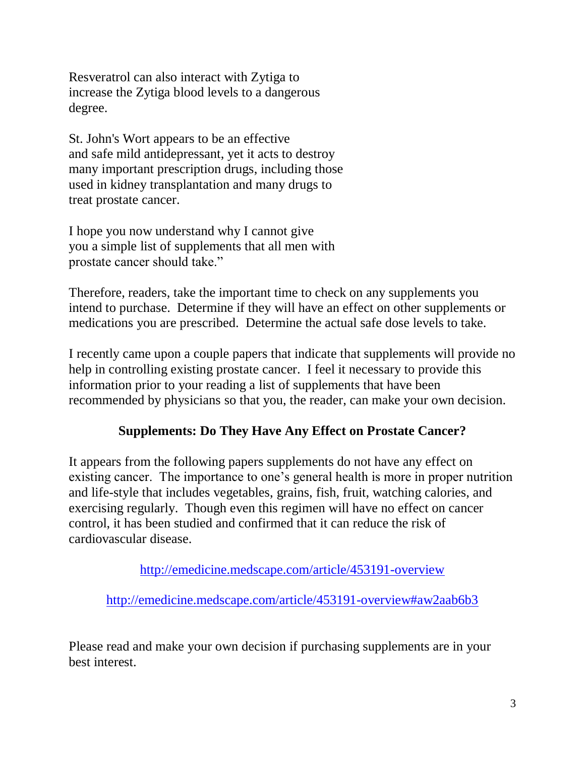Resveratrol can also interact with Zytiga to increase the Zytiga blood levels to a dangerous degree.

St. John's Wort appears to be an effective and safe mild antidepressant, yet it acts to destroy many important prescription drugs, including those used in kidney transplantation and many drugs to treat prostate cancer.

I hope you now understand why I cannot give you a simple list of supplements that all men with prostate cancer should take."

Therefore, readers, take the important time to check on any supplements you intend to purchase. Determine if they will have an effect on other supplements or medications you are prescribed. Determine the actual safe dose levels to take.

I recently came upon a couple papers that indicate that supplements will provide no help in controlling existing prostate cancer. I feel it necessary to provide this information prior to your reading a list of supplements that have been recommended by physicians so that you, the reader, can make your own decision.

## Supplements: Do They Have Any Effect on Prostate Cancer?

It appears from the following papers supplements do not have any effect on existing cancer. The importance to one's general health is more in proper nutrition and life-style that includes vegetables, grains, fish, fruit, watching calories, and exercising regularly. Though even this regimen will have no effect on cancer control, it has been studied and confirmed that it can reduce the risk of cardiovascular disease.

http://emedicine.medscape.com/article/453191-overview

http://emedicine.medscape.com/article/453191-overview#aw2aab6b3

Please read and make your own decision if purchasing supplements are in your best interest.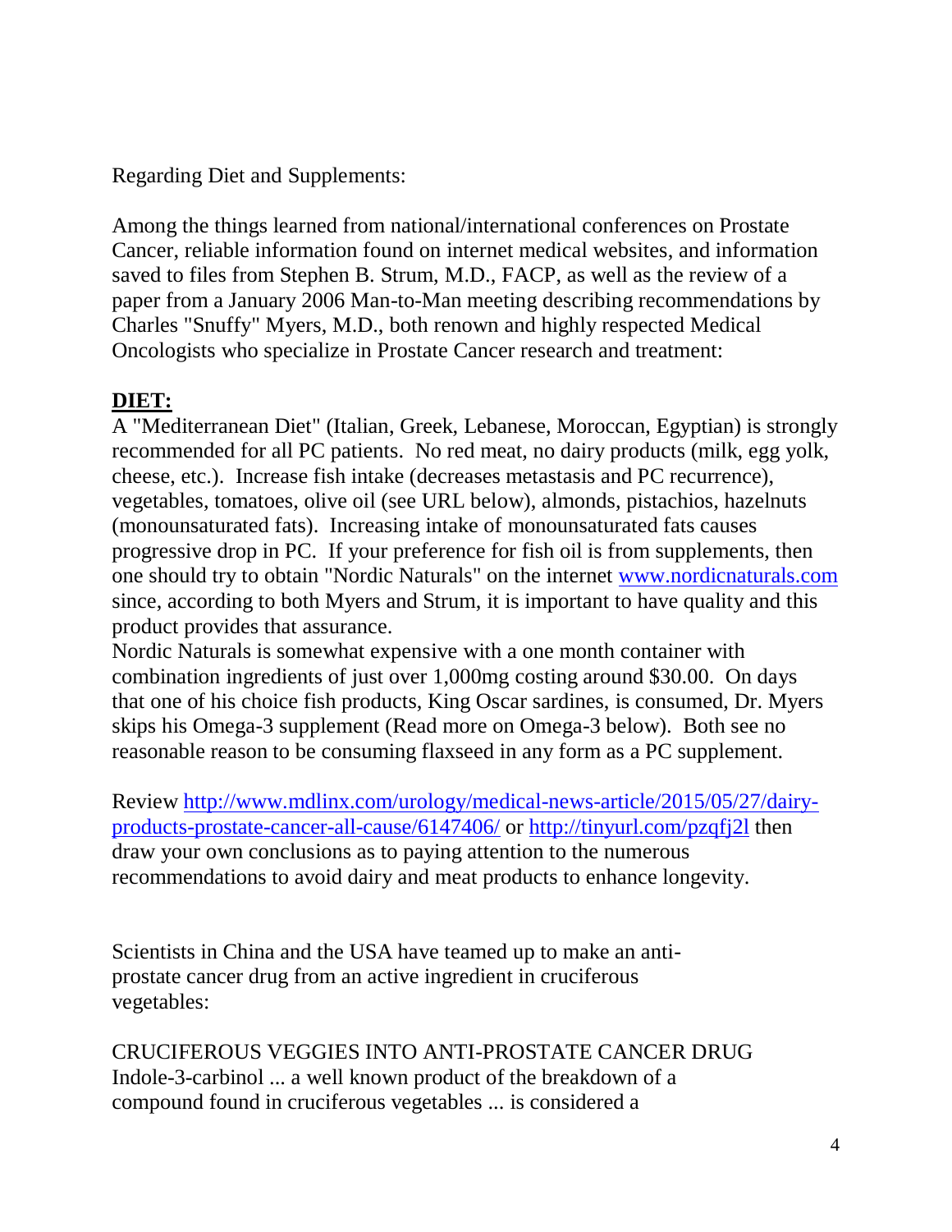Regarding Diet and Supplements:

Among the things learned from national/international conferences on Prostate Cancer, reliable information found on internet medical websites, and information saved to files from Stephen B. Strum, M.D., FACP, as well as the review of a paper from a January 2006 Man-to-Man meeting describing recommendations by Charles "Snuffy" Myers, M.D., both renown and highly respected Medical Oncologists who specialize in Prostate Cancer research and treatment:

**DIET:**

A "Mediterranean Diet" (Italian, Greek, Lebanese, Moroccan, Egyptian) is strongly recommended for all PC patients. No red meat, no dairy products (milk, egg yolk, cheese, etc.). Increase fish intake (decreases metastasis and PC recurrence), vegetables, tomatoes, olive oil (see URL below), almonds, pistachios, hazelnuts (monounsaturated fats). Increasing intake of monounsaturated fats causes progressive drop in PC. If your preference for fish oil is from supplements, then one should try to obtain "Nordic Naturals" on the internet [www.nordicnaturals.com](http://www.nordicnaturals.com) since, according to both Myers and Strum, it is important to have quality and this product provides that assurance.

Nordic Naturals is somewhat expensive with a one month container with combination ingredients of just over 1,000mg costing around $30.00. On days that one of his choice fish products, King Oscar sardines, is consumed, Dr. Myers skips his Omega-3 supplement (Read more on Omega-3 below). Both see no reasonable reason to be consuming flaxseed in any form as a PC supplement.

Review [http://www.mdlinx.com/urology/medical-news-article/2015/05/27/dairy-products-prostate-cancer-all-cause/6147406/](http://www.mdlinx.com/urology/medical-news-article/2015/05/27/dairy-products-prostate-cancer-all-cause/6147406/) or [http://tinyurl.com/pzqfj2l](http://tinyurl.com/pzqfj2l) then draw your own conclusions as to paying attention to the numerous recommendations to avoid dairy and meat products to enhance longevity.

Scientists in China and the USA have teamed up to make an anti-prostate cancer drug from an active ingredient in cruciferous vegetables:

CRUCIFEROUS VEGGIES INTO ANTI-PROSTATE CANCER DRUG

Indole-3-carbinol ... a well known product of the breakdown of a compound found in cruciferous vegetables ... is considered a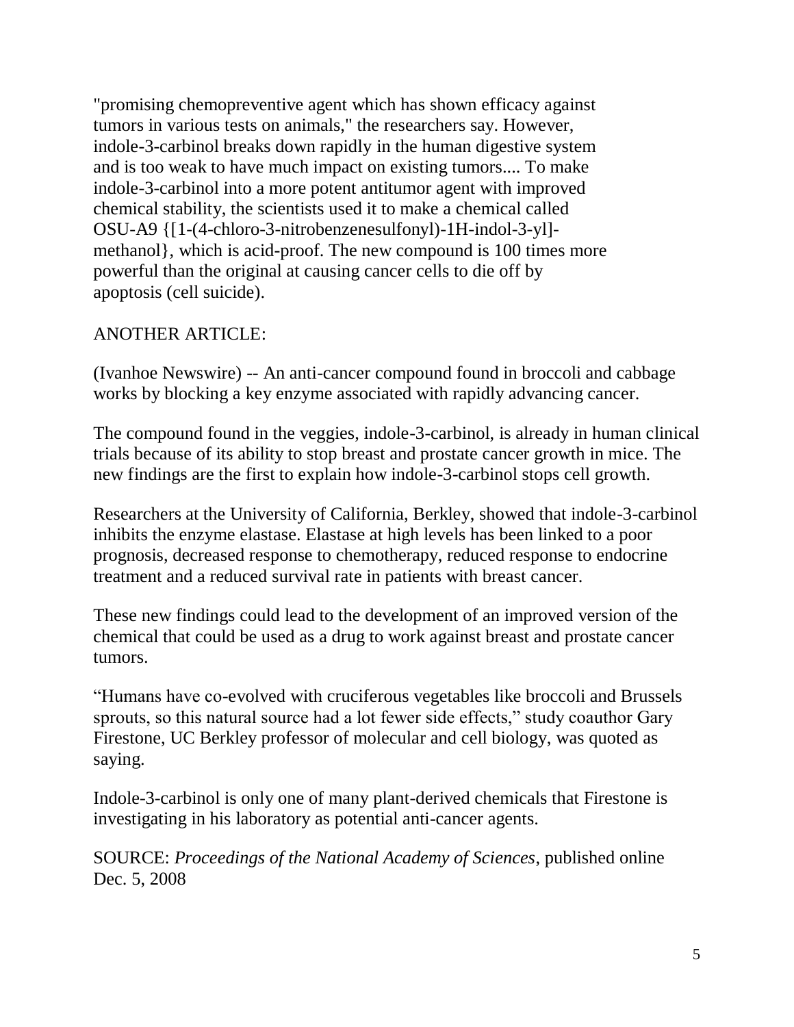"promising chemopreventive agent which has shown efficacy against tumors in various tests on animals," the researchers say. However, indole-3-carbinol breaks down rapidly in the human digestive system and is too weak to have much impact on existing tumors.... To make indole-3-carbinol into a more potent antitumor agent with improved chemical stability, the scientists used it to make a chemical called OSU-A9 {[1-(4-chloro-3-nitrobenzenesulfonyl)-1H-indol-3-yl]-methanol}, which is acid-proof. The new compound is 100 times more powerful than the original at causing cancer cells to die off by apoptosis (cell suicide).

ANOTHER ARTICLE:

(Ivanhoe Newswire) -- An anti-cancer compound found in broccoli and cabbage works by blocking a key enzyme associated with rapidly advancing cancer.

The compound found in the veggies, indole-3-carbinol, is already in human clinical trials because of its ability to stop breast and prostate cancer growth in mice. The new findings are the first to explain how indole-3-carbinol stops cell growth.

Researchers at the University of California, Berkley, showed that indole-3-carbinol inhibits the enzyme elastase. Elastase at high levels has been linked to a poor prognosis, decreased response to chemotherapy, reduced response to endocrine treatment and a reduced survival rate in patients with breast cancer.

These new findings could lead to the development of an improved version of the chemical that could be used as a drug to work against breast and prostate cancer tumors.

"Humans have co-evolved with cruciferous vegetables like broccoli and Brussels sprouts, so this natural source had a lot fewer side effects," study coauthor Gary Firestone, UC Berkley professor of molecular and cell biology, was quoted as saying.

Indole-3-carbinol is only one of many plant-derived chemicals that Firestone is investigating in his laboratory as potential anti-cancer agents.

SOURCE: *Proceedings of the National Academy of Sciences*, published online Dec. 5, 2008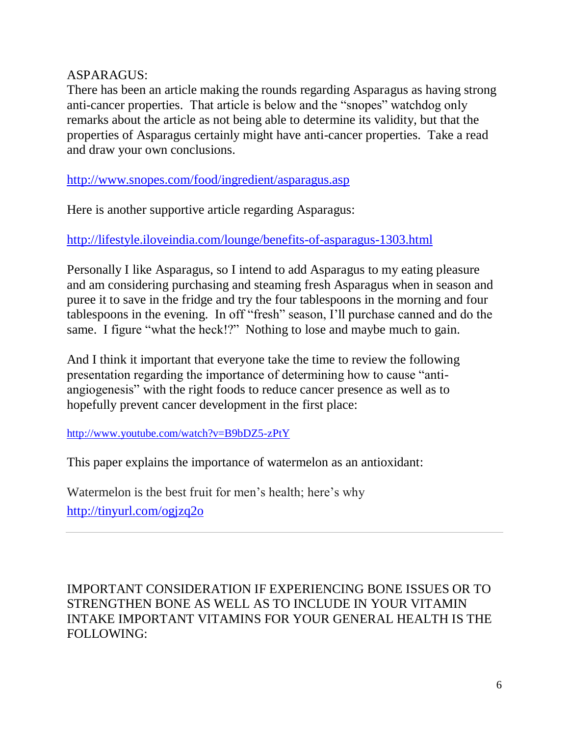ASPARAGUS:

There has been an article making the rounds regarding Asparagus as having strong anti-cancer properties. That article is below and the "snopes" watchdog only remarks about the article as not being able to determine its validity, but that the properties of Asparagus certainly might have anti-cancer properties. Take a read and draw your own conclusions.

http://www.snopes.com/food/ingredient/asparagus.asp

Here is another supportive article regarding Asparagus:

http://lifestyle.iloveindia.com/lounge/benefits-of-asparagus-1303.html

Personally I like Asparagus, so I intend to add Asparagus to my eating pleasure and am considering purchasing and steaming fresh Asparagus when in season and puree it to save in the fridge and try the four tablespoons in the morning and four tablespoons in the evening. In off "fresh" season, I'll purchase canned and do the same. I figure "what the heck!?" Nothing to lose and maybe much to gain.

And I think it important that everyone take the time to review the following presentation regarding the importance of determining how to cause "anti-angiogenesis" with the right foods to reduce cancer presence as well as to hopefully prevent cancer development in the first place:

http://www.youtube.com/watch?v=B9bDZ5-zPtY

This paper explains the importance of watermelon as an antioxidant:

Watermelon is the best fruit for men's health; here's why
http://tinyurl.com/ogjzq2o

---

IMPORTANT CONSIDERATION IF EXPERIENCING BONE ISSUES OR TO STRENGTHEN BONE AS WELL AS TO INCLUDE IN YOUR VITAMIN INTAKE IMPORTANT VITAMINS FOR YOUR GENERAL HEALTH IS THE FOLLOWING: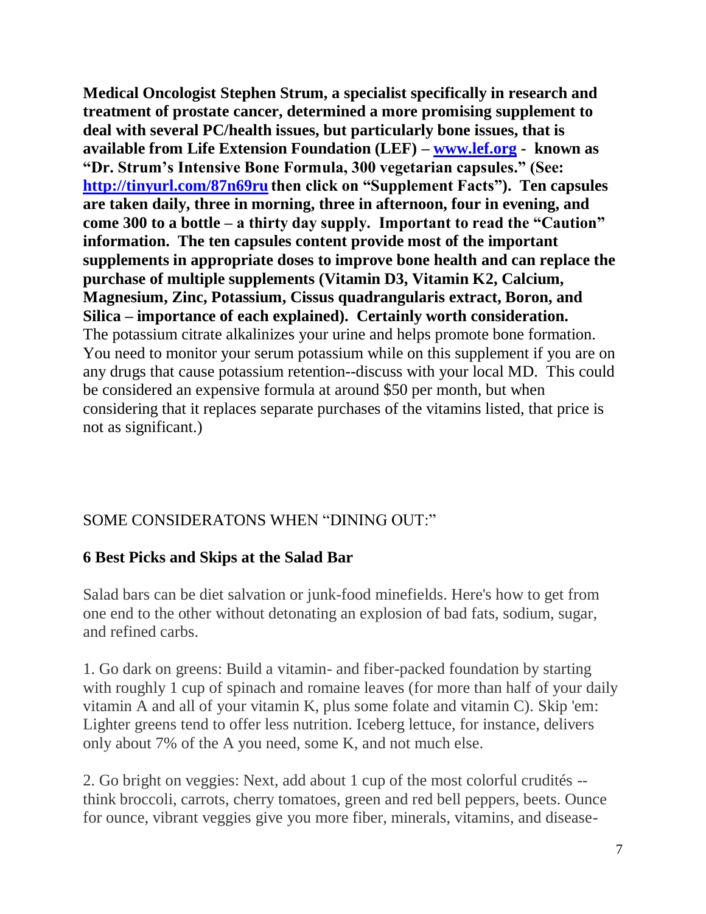**Medical Oncologist Stephen Strum, a specialist specifically in research and treatment of prostate cancer, determined a more promising supplement to deal with several PC/health issues, but particularly bone issues, that is available from Life Extension Foundation (LEF) – [www.lef.org](www.lef.org) - known as "Dr. Strum's Intensive Bone Formula, 300 vegetarian capsules." (See: [http://tinyurl.com/87n69ru](http://tinyurl.com/87n69ru) then click on "Supplement Facts"). Ten capsules are taken daily, three in morning, three in afternoon, four in evening, and come 300 to a bottle – a thirty day supply. Important to read the "Caution" information. The ten capsules content provide most of the important supplements in appropriate doses to improve bone health and can replace the purchase of multiple supplements (Vitamin D3, Vitamin K2, Calcium, Magnesium, Zinc, Potassium, Cissus quadrangularis extract, Boron, and Silica – importance of each explained). Certainly worth consideration.** The potassium citrate alkalinizes your urine and helps promote bone formation. You need to monitor your serum potassium while on this supplement if you are on any drugs that cause potassium retention--discuss with your local MD. This could be considered an expensive formula at around $50 per month, but when considering that it replaces separate purchases of the vitamins listed, that price is not as significant.)

SOME CONSIDERATONS WHEN "DINING OUT:"

## 6 Best Picks and Skips at the Salad Bar

Salad bars can be diet salvation or junk-food minefields. Here's how to get from one end to the other without detonating an explosion of bad fats, sodium, sugar, and refined carbs.

1. Go dark on greens: Build a vitamin- and fiber-packed foundation by starting with roughly 1 cup of spinach and romaine leaves (for more than half of your daily vitamin A and all of your vitamin K, plus some folate and vitamin C). Skip 'em: Lighter greens tend to offer less nutrition. Iceberg lettuce, for instance, delivers only about 7% of the A you need, some K, and not much else.

2. Go bright on veggies: Next, add about 1 cup of the most colorful crudités -- think broccoli, carrots, cherry tomatoes, green and red bell peppers, beets. Ounce for ounce, vibrant veggies give you more fiber, minerals, vitamins, and disease-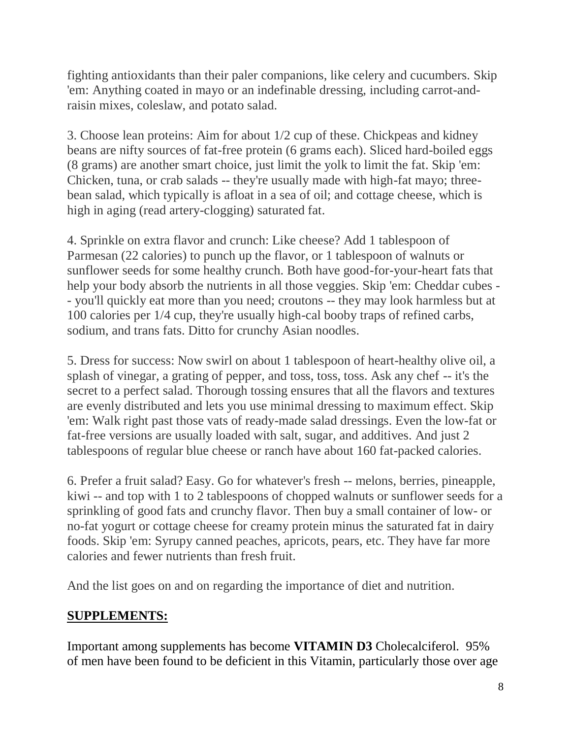fighting antioxidants than their paler companions, like celery and cucumbers. Skip 'em: Anything coated in mayo or an indefinable dressing, including carrot-and-raisin mixes, coleslaw, and potato salad.

3. Choose lean proteins: Aim for about 1/2 cup of these. Chickpeas and kidney beans are nifty sources of fat-free protein (6 grams each). Sliced hard-boiled eggs (8 grams) are another smart choice, just limit the yolk to limit the fat. Skip 'em: Chicken, tuna, or crab salads -- they're usually made with high-fat mayo; three-bean salad, which typically is afloat in a sea of oil; and cottage cheese, which is high in aging (read artery-clogging) saturated fat.

4. Sprinkle on extra flavor and crunch: Like cheese? Add 1 tablespoon of Parmesan (22 calories) to punch up the flavor, or 1 tablespoon of walnuts or sunflower seeds for some healthy crunch. Both have good-for-your-heart fats that help your body absorb the nutrients in all those veggies. Skip 'em: Cheddar cubes -- you'll quickly eat more than you need; croutons -- they may look harmless but at 100 calories per 1/4 cup, they're usually high-cal booby traps of refined carbs, sodium, and trans fats. Ditto for crunchy Asian noodles.

5. Dress for success: Now swirl on about 1 tablespoon of heart-healthy olive oil, a splash of vinegar, a grating of pepper, and toss, toss, toss. Ask any chef -- it's the secret to a perfect salad. Thorough tossing ensures that all the flavors and textures are evenly distributed and lets you use minimal dressing to maximum effect. Skip 'em: Walk right past those vats of ready-made salad dressings. Even the low-fat or fat-free versions are usually loaded with salt, sugar, and additives. And just 2 tablespoons of regular blue cheese or ranch have about 160 fat-packed calories.

6. Prefer a fruit salad? Easy. Go for whatever's fresh -- melons, berries, pineapple, kiwi -- and top with 1 to 2 tablespoons of chopped walnuts or sunflower seeds for a sprinkling of good fats and crunchy flavor. Then buy a small container of low- or no-fat yogurt or cottage cheese for creamy protein minus the saturated fat in dairy foods. Skip 'em: Syrupy canned peaches, apricots, pears, etc. They have far more calories and fewer nutrients than fresh fruit.

And the list goes on and on regarding the importance of diet and nutrition.

## **SUPPLEMENTS:**

Important among supplements has become **VITAMIN D3** Cholecalciferol. 95% of men have been found to be deficient in this Vitamin, particularly those over age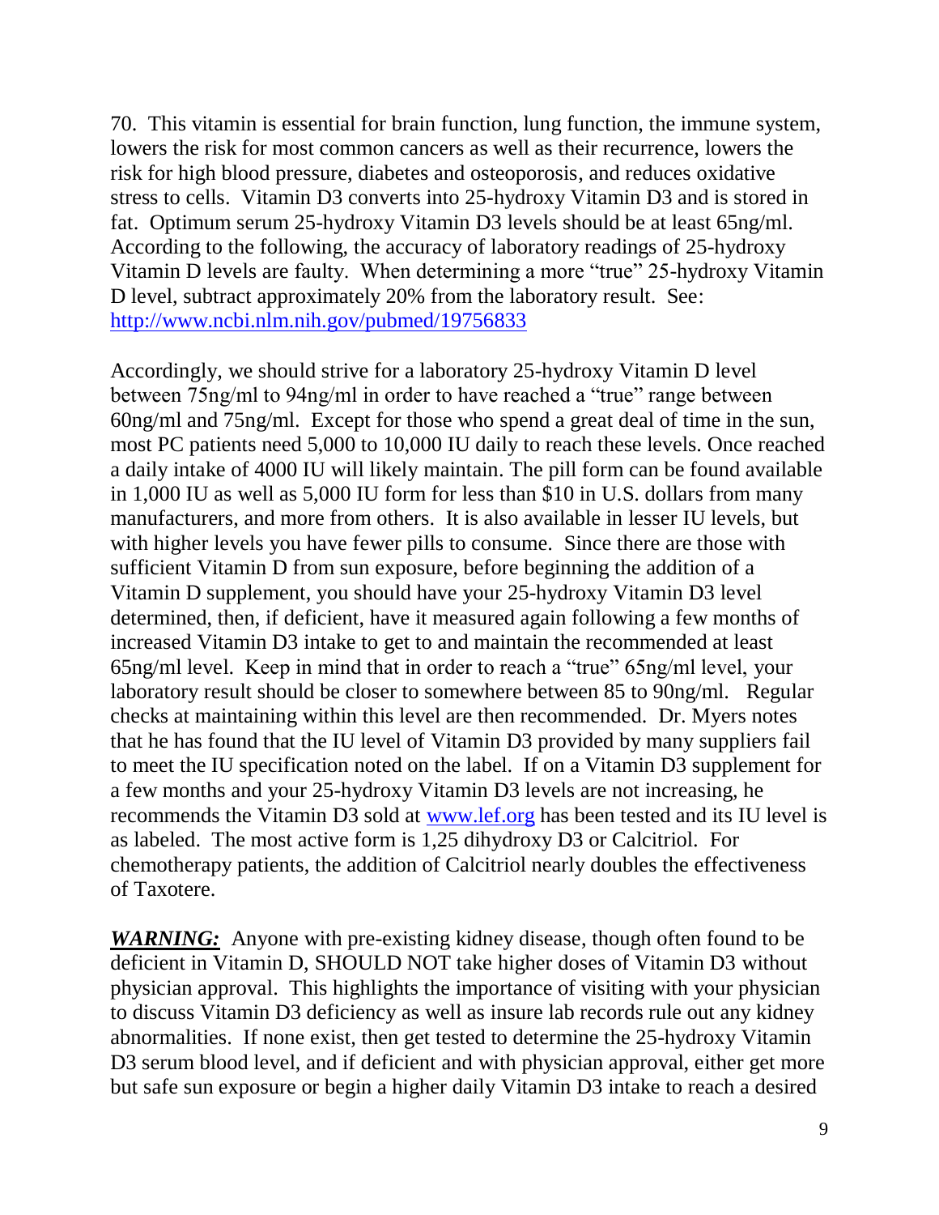70. This vitamin is essential for brain function, lung function, the immune system, lowers the risk for most common cancers as well as their recurrence, lowers the risk for high blood pressure, diabetes and osteoporosis, and reduces oxidative stress to cells. Vitamin D3 converts into 25-hydroxy Vitamin D3 and is stored in fat. Optimum serum 25-hydroxy Vitamin D3 levels should be at least 65ng/ml. According to the following, the accuracy of laboratory readings of 25-hydroxy Vitamin D levels are faulty. When determining a more "true" 25-hydroxy Vitamin D level, subtract approximately 20% from the laboratory result. See: [http://www.ncbi.nlm.nih.gov/pubmed/19756833](http://www.ncbi.nlm.nih.gov/pubmed/19756833)

Accordingly, we should strive for a laboratory 25-hydroxy Vitamin D level between 75ng/ml to 94ng/ml in order to have reached a "true" range between 60ng/ml and 75ng/ml. Except for those who spend a great deal of time in the sun, most PC patients need 5,000 to 10,000 IU daily to reach these levels. Once reached a daily intake of 4000 IU will likely maintain. The pill form can be found available in 1,000 IU as well as 5,000 IU form for less than $10 in U.S. dollars from many manufacturers, and more from others. It is also available in lesser IU levels, but with higher levels you have fewer pills to consume. Since there are those with sufficient Vitamin D from sun exposure, before beginning the addition of a Vitamin D supplement, you should have your 25-hydroxy Vitamin D3 level determined, then, if deficient, have it measured again following a few months of increased Vitamin D3 intake to get to and maintain the recommended at least 65ng/ml level. Keep in mind that in order to reach a "true" 65ng/ml level, your laboratory result should be closer to somewhere between 85 to 90ng/ml. Regular checks at maintaining within this level are then recommended. Dr. Myers notes that he has found that the IU level of Vitamin D3 provided by many suppliers fail to meet the IU specification noted on the label. If on a Vitamin D3 supplement for a few months and your 25-hydroxy Vitamin D3 levels are not increasing, he recommends the Vitamin D3 sold at [www.lef.org](http://www.lef.org) has been tested and its IU level is as labeled. The most active form is 1,25 dihydroxy D3 or Calcitriol. For chemotherapy patients, the addition of Calcitriol nearly doubles the effectiveness of Taxotere.

***WARNING:*** Anyone with pre-existing kidney disease, though often found to be deficient in Vitamin D, SHOULD NOT take higher doses of Vitamin D3 without physician approval. This highlights the importance of visiting with your physician to discuss Vitamin D3 deficiency as well as insure lab records rule out any kidney abnormalities. If none exist, then get tested to determine the 25-hydroxy Vitamin D3 serum blood level, and if deficient and with physician approval, either get more but safe sun exposure or begin a higher daily Vitamin D3 intake to reach a desired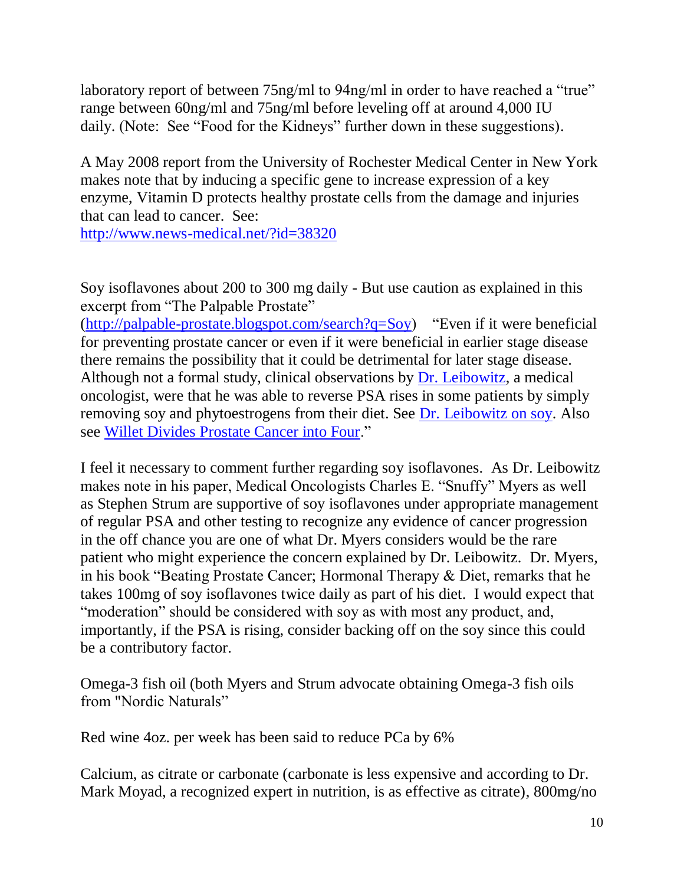laboratory report of between 75ng/ml to 94ng/ml in order to have reached a "true" range between 60ng/ml and 75ng/ml before leveling off at around 4,000 IU daily. (Note: See "Food for the Kidneys" further down in these suggestions).

A May 2008 report from the University of Rochester Medical Center in New York makes note that by inducing a specific gene to increase expression of a key enzyme, Vitamin D protects healthy prostate cells from the damage and injuries that can lead to cancer. See:
[http://www.news-medical.net/?id=38320](http://www.news-medical.net/?id=38320)

Soy isoflavones about 200 to 300 mg daily - But use caution as explained in this excerpt from "The Palpable Prostate" ([http://palpable-prostate.blogspot.com/search?q=Soy](http://palpable-prostate.blogspot.com/search?q=Soy)) "Even if it were beneficial for preventing prostate cancer or even if it were beneficial in earlier stage disease there remains the possibility that it could be detrimental for later stage disease. Although not a formal study, clinical observations by Dr. Leibowitz, a medical oncologist, were that he was able to reverse PSA rises in some patients by simply removing soy and phytoestrogens from their diet. See Dr. Leibowitz on soy. Also see Willet Divides Prostate Cancer into Four."

I feel it necessary to comment further regarding soy isoflavones. As Dr. Leibowitz makes note in his paper, Medical Oncologists Charles E. "Snuffy" Myers as well as Stephen Strum are supportive of soy isoflavones under appropriate management of regular PSA and other testing to recognize any evidence of cancer progression in the off chance you are one of what Dr. Myers considers would be the rare patient who might experience the concern explained by Dr. Leibowitz. Dr. Myers, in his book "Beating Prostate Cancer; Hormonal Therapy & Diet, remarks that he takes 100mg of soy isoflavones twice daily as part of his diet. I would expect that "moderation" should be considered with soy as with most any product, and, importantly, if the PSA is rising, consider backing off on the soy since this could be a contributory factor.

Omega-3 fish oil (both Myers and Strum advocate obtaining Omega-3 fish oils from "Nordic Naturals"

Red wine 4oz. per week has been said to reduce PCa by 6%

Calcium, as citrate or carbonate (carbonate is less expensive and according to Dr. Mark Moyad, a recognized expert in nutrition, is as effective as citrate), 800mg/no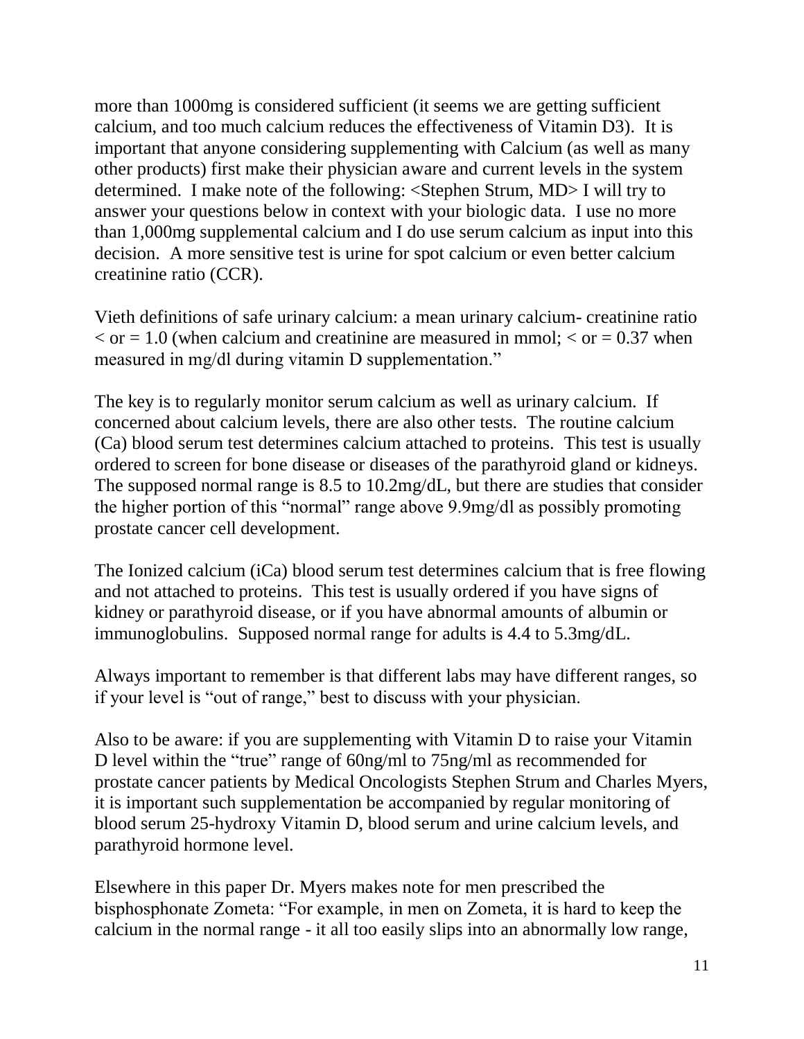more than 1000mg is considered sufficient (it seems we are getting sufficient calcium, and too much calcium reduces the effectiveness of Vitamin D3). It is important that anyone considering supplementing with Calcium (as well as many other products) first make their physician aware and current levels in the system determined. I make note of the following: <Stephen Strum, MD> I will try to answer your questions below in context with your biologic data. I use no more than 1,000mg supplemental calcium and I do use serum calcium as input into this decision. A more sensitive test is urine for spot calcium or even better calcium creatinine ratio (CCR).

Vieth definitions of safe urinary calcium: a mean urinary calcium- creatinine ratio < or = 1.0 (when calcium and creatinine are measured in mmol; < or = 0.37 when measured in mg/dl during vitamin D supplementation."

The key is to regularly monitor serum calcium as well as urinary calcium. If concerned about calcium levels, there are also other tests. The routine calcium (Ca) blood serum test determines calcium attached to proteins. This test is usually ordered to screen for bone disease or diseases of the parathyroid gland or kidneys. The supposed normal range is 8.5 to 10.2mg/dL, but there are studies that consider the higher portion of this "normal" range above 9.9mg/dl as possibly promoting prostate cancer cell development.

The Ionized calcium (iCa) blood serum test determines calcium that is free flowing and not attached to proteins. This test is usually ordered if you have signs of kidney or parathyroid disease, or if you have abnormal amounts of albumin or immunoglobulins. Supposed normal range for adults is 4.4 to 5.3mg/dL.

Always important to remember is that different labs may have different ranges, so if your level is "out of range," best to discuss with your physician.

Also to be aware: if you are supplementing with Vitamin D to raise your Vitamin D level within the "true" range of 60ng/ml to 75ng/ml as recommended for prostate cancer patients by Medical Oncologists Stephen Strum and Charles Myers, it is important such supplementation be accompanied by regular monitoring of blood serum 25-hydroxy Vitamin D, blood serum and urine calcium levels, and parathyroid hormone level.

Elsewhere in this paper Dr. Myers makes note for men prescribed the bisphosphonate Zometa: "For example, in men on Zometa, it is hard to keep the calcium in the normal range - it all too easily slips into an abnormally low range,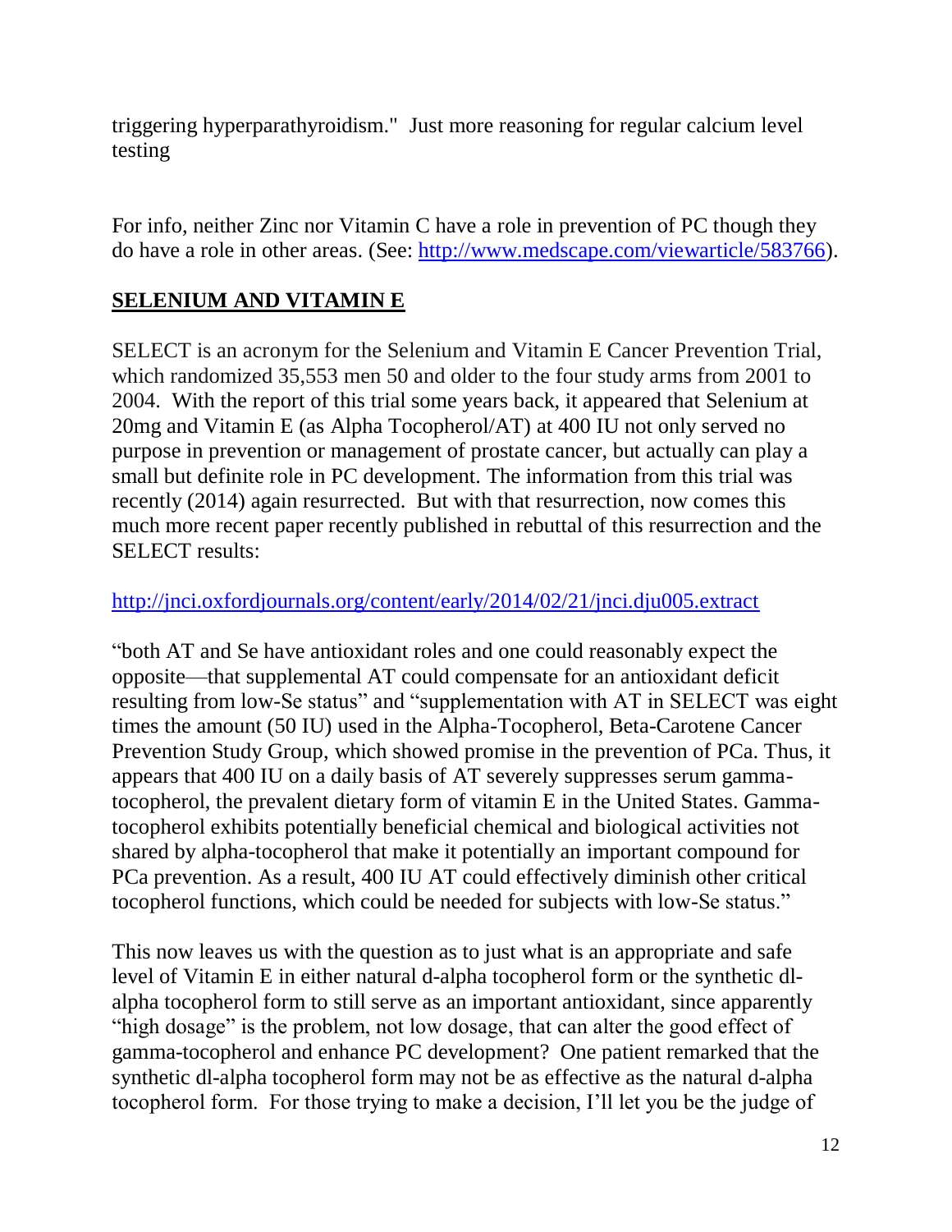triggering hyperparathyroidism."  Just more reasoning for regular calcium level testing

For info, neither Zinc nor Vitamin C have a role in prevention of PC though they do have a role in other areas. (See: http://www.medscape.com/viewarticle/583766).

## SELENIUM AND VITAMIN E

SELECT is an acronym for the Selenium and Vitamin E Cancer Prevention Trial, which randomized 35,553 men 50 and older to the four study arms from 2001 to 2004.  With the report of this trial some years back, it appeared that Selenium at 20mg and Vitamin E (as Alpha Tocopherol/AT) at 400 IU not only served no purpose in prevention or management of prostate cancer, but actually can play a small but definite role in PC development. The information from this trial was recently (2014) again resurrected.  But with that resurrection, now comes this much more recent paper recently published in rebuttal of this resurrection and the SELECT results:

http://jnci.oxfordjournals.org/content/early/2014/02/21/jnci.dju005.extract

"both AT and Se have antioxidant roles and one could reasonably expect the opposite—that supplemental AT could compensate for an antioxidant deficit resulting from low-Se status" and "supplementation with AT in SELECT was eight times the amount (50 IU) used in the Alpha-Tocopherol, Beta-Carotene Cancer Prevention Study Group, which showed promise in the prevention of PCa. Thus, it appears that 400 IU on a daily basis of AT severely suppresses serum gamma-tocopherol, the prevalent dietary form of vitamin E in the United States. Gamma-tocopherol exhibits potentially beneficial chemical and biological activities not shared by alpha-tocopherol that make it potentially an important compound for PCa prevention. As a result, 400 IU AT could effectively diminish other critical tocopherol functions, which could be needed for subjects with low-Se status."

This now leaves us with the question as to just what is an appropriate and safe level of Vitamin E in either natural d-alpha tocopherol form or the synthetic dl-alpha tocopherol form to still serve as an important antioxidant, since apparently "high dosage" is the problem, not low dosage, that can alter the good effect of gamma-tocopherol and enhance PC development?  One patient remarked that the synthetic dl-alpha tocopherol form may not be as effective as the natural d-alpha tocopherol form.  For those trying to make a decision, I'll let you be the judge of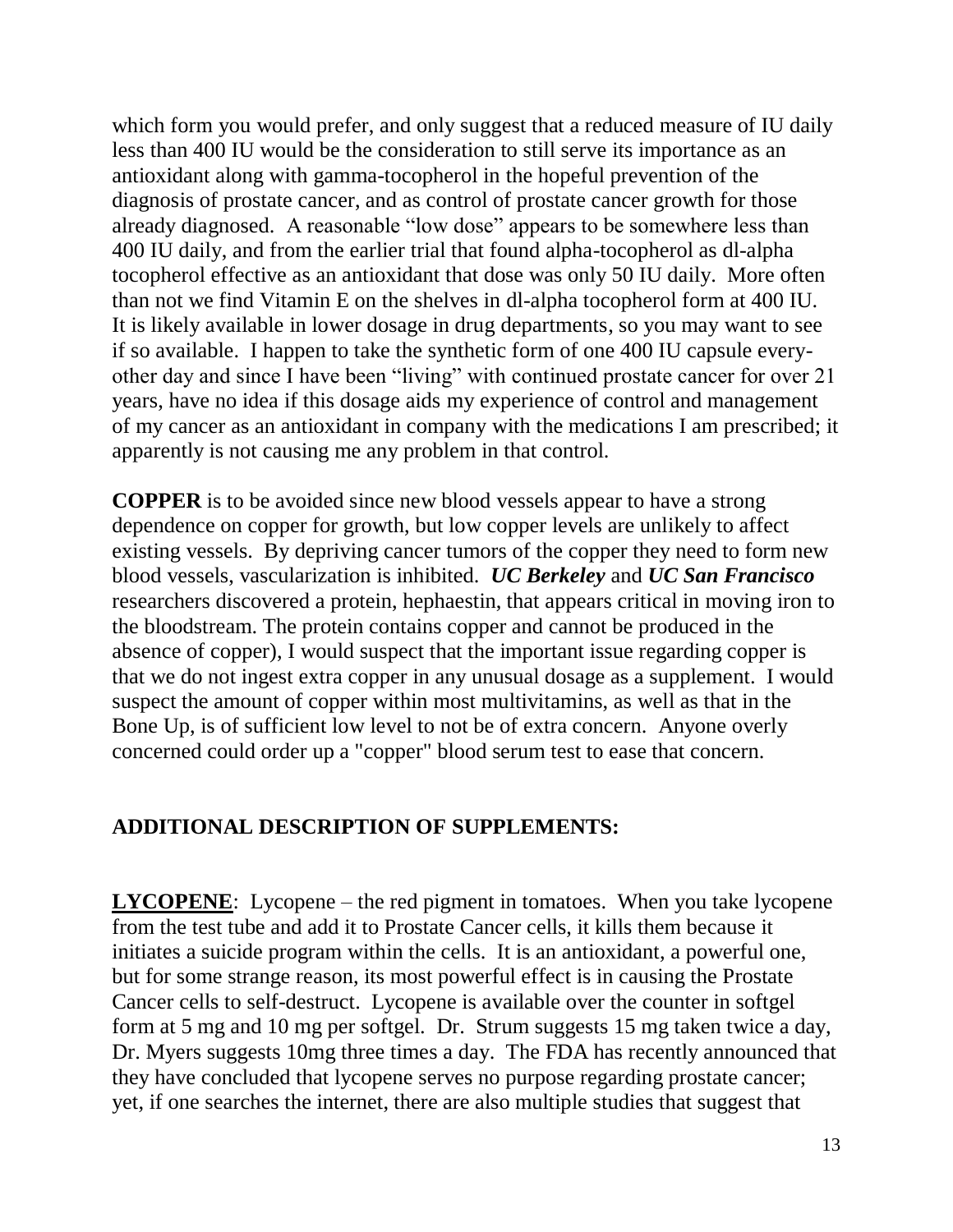which form you would prefer, and only suggest that a reduced measure of IU daily less than 400 IU would be the consideration to still serve its importance as an antioxidant along with gamma-tocopherol in the hopeful prevention of the diagnosis of prostate cancer, and as control of prostate cancer growth for those already diagnosed. A reasonable "low dose" appears to be somewhere less than 400 IU daily, and from the earlier trial that found alpha-tocopherol as dl-alpha tocopherol effective as an antioxidant that dose was only 50 IU daily. More often than not we find Vitamin E on the shelves in dl-alpha tocopherol form at 400 IU. It is likely available in lower dosage in drug departments, so you may want to see if so available. I happen to take the synthetic form of one 400 IU capsule every-other day and since I have been "living" with continued prostate cancer for over 21 years, have no idea if this dosage aids my experience of control and management of my cancer as an antioxidant in company with the medications I am prescribed; it apparently is not causing me any problem in that control.

**COPPER** is to be avoided since new blood vessels appear to have a strong dependence on copper for growth, but low copper levels are unlikely to affect existing vessels. By depriving cancer tumors of the copper they need to form new blood vessels, vascularization is inhibited. ***UC Berkeley*** and ***UC San Francisco*** researchers discovered a protein, hephaestin, that appears critical in moving iron to the bloodstream. The protein contains copper and cannot be produced in the absence of copper), I would suspect that the important issue regarding copper is that we do not ingest extra copper in any unusual dosage as a supplement. I would suspect the amount of copper within most multivitamins, as well as that in the Bone Up, is of sufficient low level to not be of extra concern. Anyone overly concerned could order up a "copper" blood serum test to ease that concern.

## ADDITIONAL DESCRIPTION OF SUPPLEMENTS:

**LYCOPENE**: Lycopene – the red pigment in tomatoes. When you take lycopene from the test tube and add it to Prostate Cancer cells, it kills them because it initiates a suicide program within the cells. It is an antioxidant, a powerful one, but for some strange reason, its most powerful effect is in causing the Prostate Cancer cells to self-destruct. Lycopene is available over the counter in softgel form at 5 mg and 10 mg per softgel. Dr. Strum suggests 15 mg taken twice a day, Dr. Myers suggests 10mg three times a day. The FDA has recently announced that they have concluded that lycopene serves no purpose regarding prostate cancer; yet, if one searches the internet, there are also multiple studies that suggest that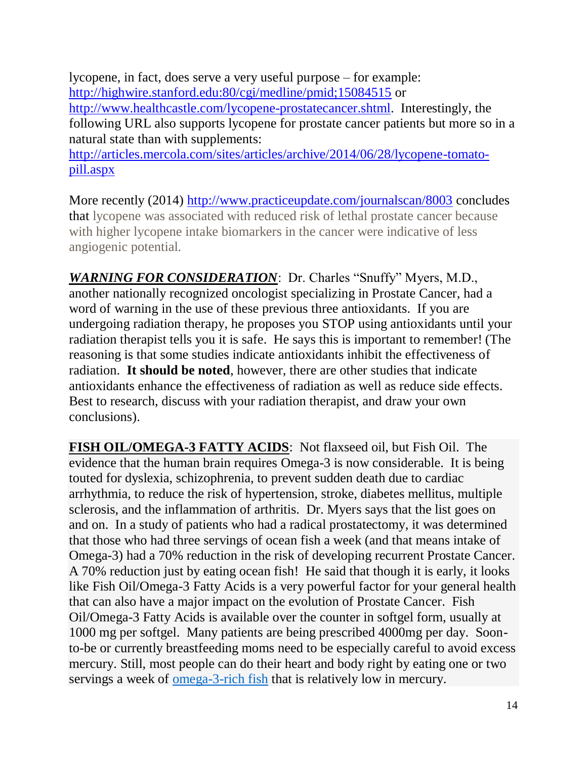lycopene, in fact, does serve a very useful purpose – for example: [http://highwire.stanford.edu:80/cgi/medline/pmid;15084515](http://highwire.stanford.edu:80/cgi/medline/pmid;15084515) or [http://www.healthcastle.com/lycopene-prostatecancer.shtml](http://www.healthcastle.com/lycopene-prostatecancer.shtml). Interestingly, the following URL also supports lycopene for prostate cancer patients but more so in a natural state than with supplements: [http://articles.mercola.com/sites/articles/archive/2014/06/28/lycopene-tomato-pill.aspx](http://articles.mercola.com/sites/articles/archive/2014/06/28/lycopene-tomato-pill.aspx)

More recently (2014) [http://www.practiceupdate.com/journalscan/8003](http://www.practiceupdate.com/journalscan/8003) concludes that lycopene was associated with reduced risk of lethal prostate cancer because with higher lycopene intake biomarkers in the cancer were indicative of less angiogenic potential.

***WARNING FOR CONSIDERATION***: Dr. Charles "Snuffy" Myers, M.D., another nationally recognized oncologist specializing in Prostate Cancer, had a word of warning in the use of these previous three antioxidants. If you are undergoing radiation therapy, he proposes you STOP using antioxidants until your radiation therapist tells you it is safe. He says this is important to remember! (The reasoning is that some studies indicate antioxidants inhibit the effectiveness of radiation. **It should be noted**, however, there are other studies that indicate antioxidants enhance the effectiveness of radiation as well as reduce side effects. Best to research, discuss with your radiation therapist, and draw your own conclusions).

**FISH OIL/OMEGA-3 FATTY ACIDS**: Not flaxseed oil, but Fish Oil. The evidence that the human brain requires Omega-3 is now considerable. It is being touted for dyslexia, schizophrenia, to prevent sudden death due to cardiac arrhythmia, to reduce the risk of hypertension, stroke, diabetes mellitus, multiple sclerosis, and the inflammation of arthritis. Dr. Myers says that the list goes on and on. In a study of patients who had a radical prostatectomy, it was determined that those who had three servings of ocean fish a week (and that means intake of Omega-3) had a 70% reduction in the risk of developing recurrent Prostate Cancer. A 70% reduction just by eating ocean fish! He said that though it is early, it looks like Fish Oil/Omega-3 Fatty Acids is a very powerful factor for your general health that can also have a major impact on the evolution of Prostate Cancer. Fish Oil/Omega-3 Fatty Acids is available over the counter in softgel form, usually at 1000 mg per softgel. Many patients are being prescribed 4000mg per day. Soon-to-be or currently breastfeeding moms need to be especially careful to avoid excess mercury. Still, most people can do their heart and body right by eating one or two servings a week of omega-3-rich fish that is relatively low in mercury.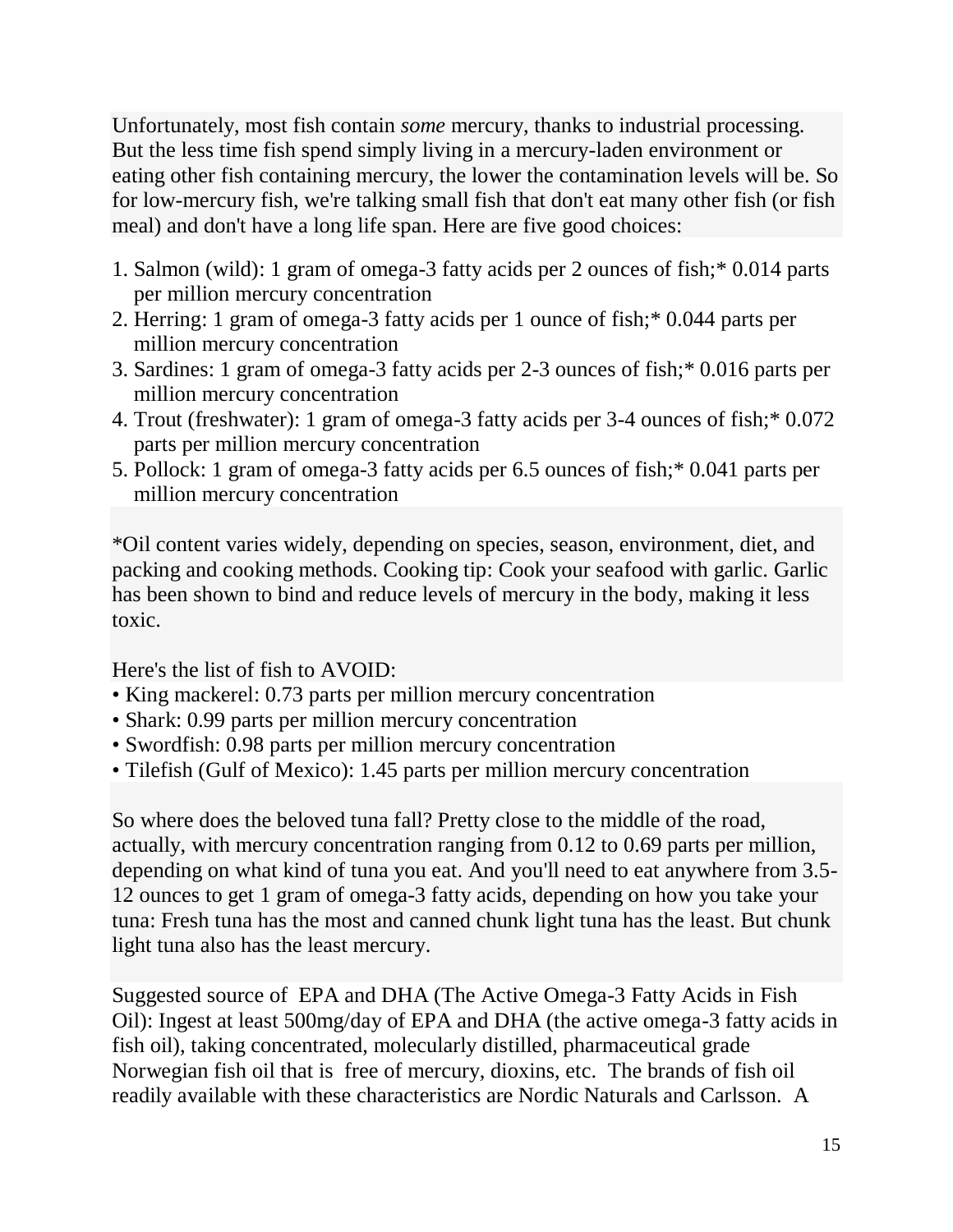Unfortunately, most fish contain *some* mercury, thanks to industrial processing. But the less time fish spend simply living in a mercury-laden environment or eating other fish containing mercury, the lower the contamination levels will be. So for low-mercury fish, we're talking small fish that don't eat many other fish (or fish meal) and don't have a long life span. Here are five good choices:

1. Salmon (wild): 1 gram of omega-3 fatty acids per 2 ounces of fish;* 0.014 parts per million mercury concentration
2. Herring: 1 gram of omega-3 fatty acids per 1 ounce of fish;* 0.044 parts per million mercury concentration
3. Sardines: 1 gram of omega-3 fatty acids per 2-3 ounces of fish;* 0.016 parts per million mercury concentration
4. Trout (freshwater): 1 gram of omega-3 fatty acids per 3-4 ounces of fish;* 0.072 parts per million mercury concentration
5. Pollock: 1 gram of omega-3 fatty acids per 6.5 ounces of fish;* 0.041 parts per million mercury concentration

*Oil content varies widely, depending on species, season, environment, diet, and packing and cooking methods. Cooking tip: Cook your seafood with garlic. Garlic has been shown to bind and reduce levels of mercury in the body, making it less toxic.

Here's the list of fish to AVOID:

- King mackerel: 0.73 parts per million mercury concentration
- Shark: 0.99 parts per million mercury concentration
- Swordfish: 0.98 parts per million mercury concentration
- Tilefish (Gulf of Mexico): 1.45 parts per million mercury concentration

So where does the beloved tuna fall? Pretty close to the middle of the road, actually, with mercury concentration ranging from 0.12 to 0.69 parts per million, depending on what kind of tuna you eat. And you'll need to eat anywhere from 3.5-12 ounces to get 1 gram of omega-3 fatty acids, depending on how you take your tuna: Fresh tuna has the most and canned chunk light tuna has the least. But chunk light tuna also has the least mercury.

Suggested source of EPA and DHA (The Active Omega-3 Fatty Acids in Fish Oil): Ingest at least 500mg/day of EPA and DHA (the active omega-3 fatty acids in fish oil), taking concentrated, molecularly distilled, pharmaceutical grade Norwegian fish oil that is free of mercury, dioxins, etc. The brands of fish oil readily available with these characteristics are Nordic Naturals and Carlsson. A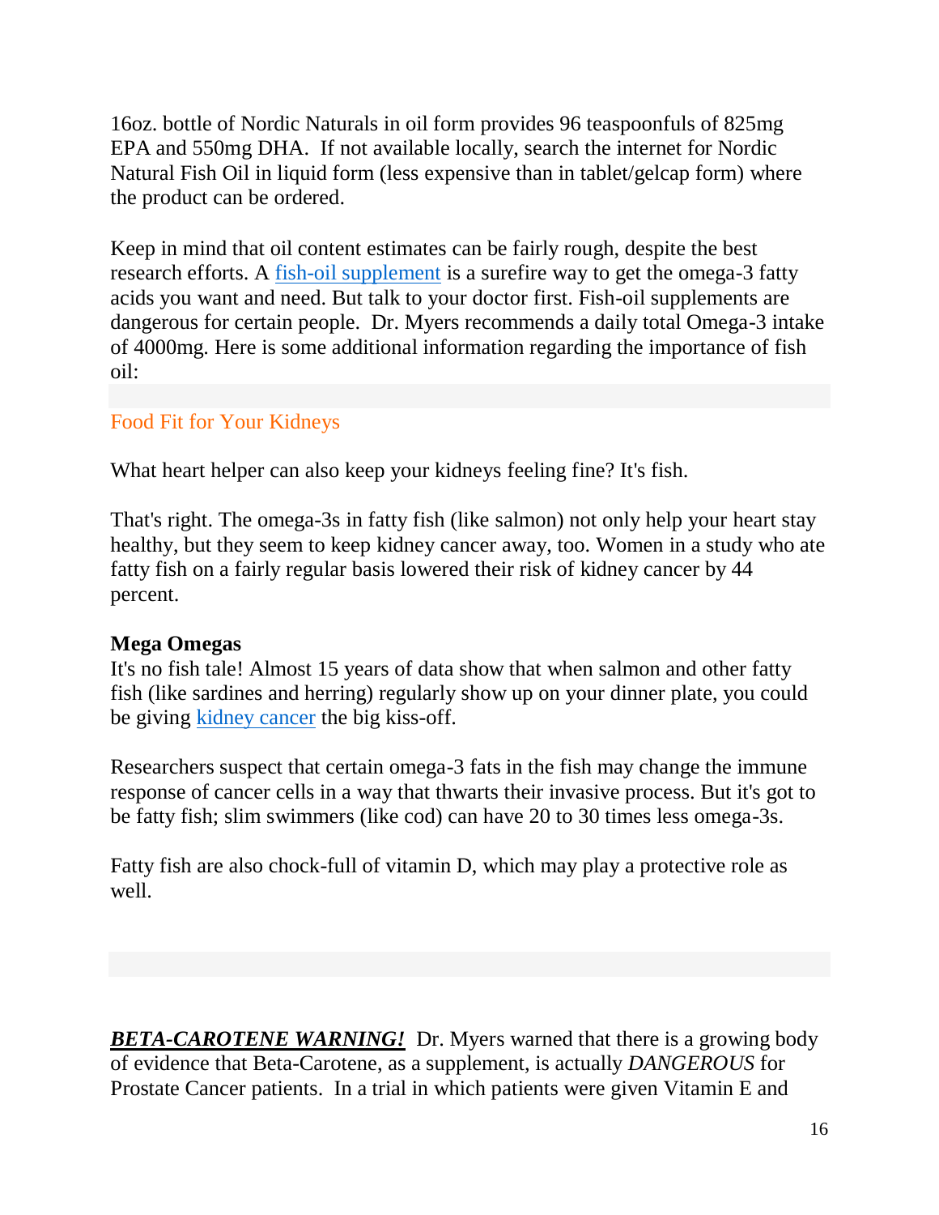16oz. bottle of Nordic Naturals in oil form provides 96 teaspoonfuls of 825mg EPA and 550mg DHA. If not available locally, search the internet for Nordic Natural Fish Oil in liquid form (less expensive than in tablet/gelcap form) where the product can be ordered.

Keep in mind that oil content estimates can be fairly rough, despite the best research efforts. A fish-oil supplement is a surefire way to get the omega-3 fatty acids you want and need. But talk to your doctor first. Fish-oil supplements are dangerous for certain people. Dr. Myers recommends a daily total Omega-3 intake of 4000mg. Here is some additional information regarding the importance of fish oil:

## Food Fit for Your Kidneys

What heart helper can also keep your kidneys feeling fine? It's fish.

That's right. The omega-3s in fatty fish (like salmon) not only help your heart stay healthy, but they seem to keep kidney cancer away, too. Women in a study who ate fatty fish on a fairly regular basis lowered their risk of kidney cancer by 44 percent.

**Mega Omegas**

It's no fish tale! Almost 15 years of data show that when salmon and other fatty fish (like sardines and herring) regularly show up on your dinner plate, you could be giving kidney cancer the big kiss-off.

Researchers suspect that certain omega-3 fats in the fish may change the immune response of cancer cells in a way that thwarts their invasive process. But it's got to be fatty fish; slim swimmers (like cod) can have 20 to 30 times less omega-3s.

Fatty fish are also chock-full of vitamin D, which may play a protective role as well.

***BETA-CAROTENE WARNING!*** Dr. Myers warned that there is a growing body of evidence that Beta-Carotene, as a supplement, is actually *DANGEROUS* for Prostate Cancer patients. In a trial in which patients were given Vitamin E and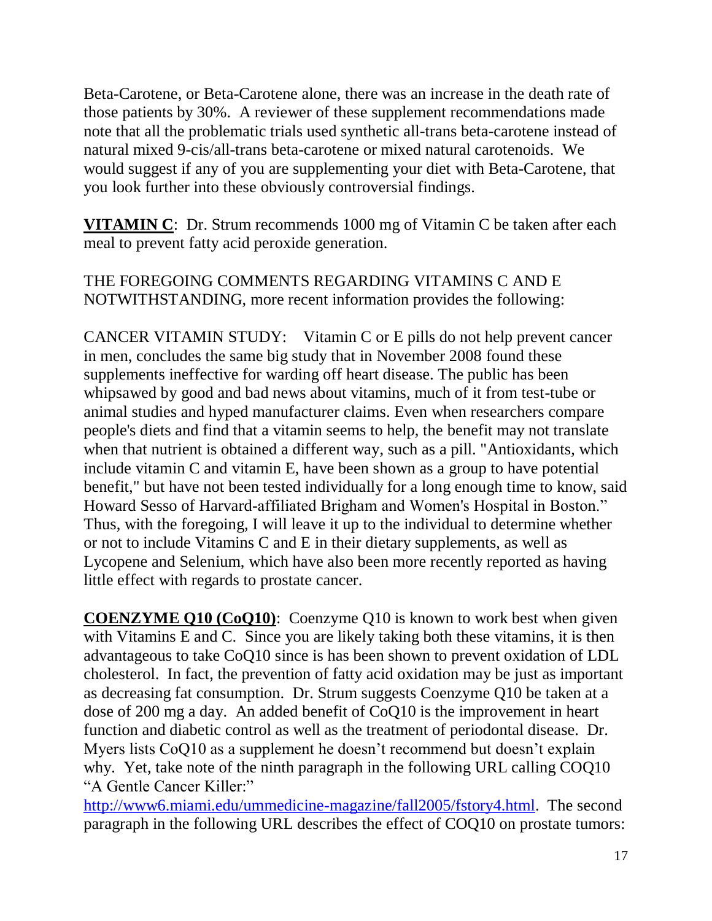Beta-Carotene, or Beta-Carotene alone, there was an increase in the death rate of those patients by 30%. A reviewer of these supplement recommendations made note that all the problematic trials used synthetic all-trans beta-carotene instead of natural mixed 9-cis/all-trans beta-carotene or mixed natural carotenoids. We would suggest if any of you are supplementing your diet with Beta-Carotene, that you look further into these obviously controversial findings.

**VITAMIN C**: Dr. Strum recommends 1000 mg of Vitamin C be taken after each meal to prevent fatty acid peroxide generation.

THE FOREGOING COMMENTS REGARDING VITAMINS C AND E NOTWITHSTANDING, more recent information provides the following:

CANCER VITAMIN STUDY: Vitamin C or E pills do not help prevent cancer in men, concludes the same big study that in November 2008 found these supplements ineffective for warding off heart disease. The public has been whipsawed by good and bad news about vitamins, much of it from test-tube or animal studies and hyped manufacturer claims. Even when researchers compare people's diets and find that a vitamin seems to help, the benefit may not translate when that nutrient is obtained a different way, such as a pill. "Antioxidants, which include vitamin C and vitamin E, have been shown as a group to have potential benefit," but have not been tested individually for a long enough time to know, said Howard Sesso of Harvard-affiliated Brigham and Women's Hospital in Boston." Thus, with the foregoing, I will leave it up to the individual to determine whether or not to include Vitamins C and E in their dietary supplements, as well as Lycopene and Selenium, which have also been more recently reported as having little effect with regards to prostate cancer.

**COENZYME Q10 (CoQ10)**: Coenzyme Q10 is known to work best when given with Vitamins E and C. Since you are likely taking both these vitamins, it is then advantageous to take CoQ10 since is has been shown to prevent oxidation of LDL cholesterol. In fact, the prevention of fatty acid oxidation may be just as important as decreasing fat consumption. Dr. Strum suggests Coenzyme Q10 be taken at a dose of 200 mg a day. An added benefit of CoQ10 is the improvement in heart function and diabetic control as well as the treatment of periodontal disease. Dr. Myers lists CoQ10 as a supplement he doesn't recommend but doesn't explain why. Yet, take note of the ninth paragraph in the following URL calling COQ10 "A Gentle Cancer Killer:" http://www6.miami.edu/ummedicine-magazine/fall2005/fstory4.html. The second paragraph in the following URL describes the effect of COQ10 on prostate tumors: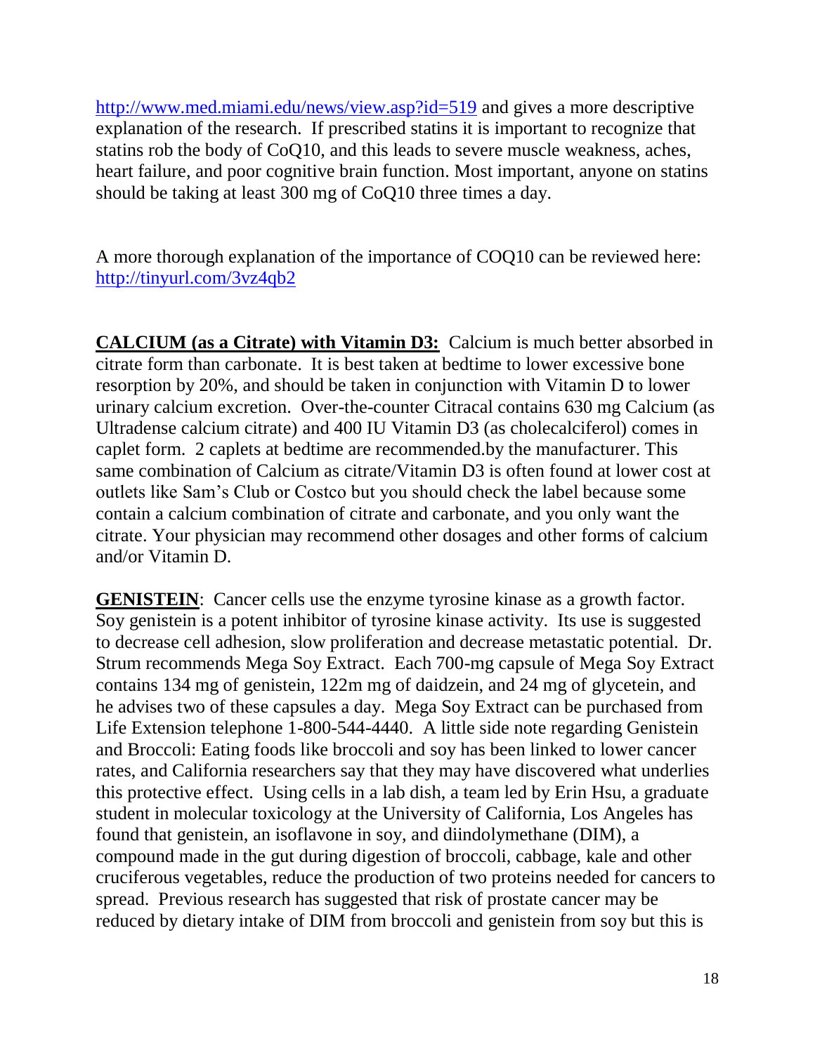http://www.med.miami.edu/news/view.asp?id=519 and gives a more descriptive explanation of the research. If prescribed statins it is important to recognize that statins rob the body of CoQ10, and this leads to severe muscle weakness, aches, heart failure, and poor cognitive brain function. Most important, anyone on statins should be taking at least 300 mg of CoQ10 three times a day.

A more thorough explanation of the importance of COQ10 can be reviewed here: http://tinyurl.com/3vz4qb2

**CALCIUM (as a Citrate) with Vitamin D3:** Calcium is much better absorbed in citrate form than carbonate. It is best taken at bedtime to lower excessive bone resorption by 20%, and should be taken in conjunction with Vitamin D to lower urinary calcium excretion. Over-the-counter Citracal contains 630 mg Calcium (as Ultradense calcium citrate) and 400 IU Vitamin D3 (as cholecalciferol) comes in caplet form. 2 caplets at bedtime are recommended.by the manufacturer. This same combination of Calcium as citrate/Vitamin D3 is often found at lower cost at outlets like Sam's Club or Costco but you should check the label because some contain a calcium combination of citrate and carbonate, and you only want the citrate. Your physician may recommend other dosages and other forms of calcium and/or Vitamin D.

**GENISTEIN**: Cancer cells use the enzyme tyrosine kinase as a growth factor. Soy genistein is a potent inhibitor of tyrosine kinase activity. Its use is suggested to decrease cell adhesion, slow proliferation and decrease metastatic potential. Dr. Strum recommends Mega Soy Extract. Each 700-mg capsule of Mega Soy Extract contains 134 mg of genistein, 122m mg of daidzein, and 24 mg of glycetein, and he advises two of these capsules a day. Mega Soy Extract can be purchased from Life Extension telephone 1-800-544-4440. A little side note regarding Genistein and Broccoli: Eating foods like broccoli and soy has been linked to lower cancer rates, and California researchers say that they may have discovered what underlies this protective effect. Using cells in a lab dish, a team led by Erin Hsu, a graduate student in molecular toxicology at the University of California, Los Angeles has found that genistein, an isoflavone in soy, and diindolymethane (DIM), a compound made in the gut during digestion of broccoli, cabbage, kale and other cruciferous vegetables, reduce the production of two proteins needed for cancers to spread. Previous research has suggested that risk of prostate cancer may be reduced by dietary intake of DIM from broccoli and genistein from soy but this is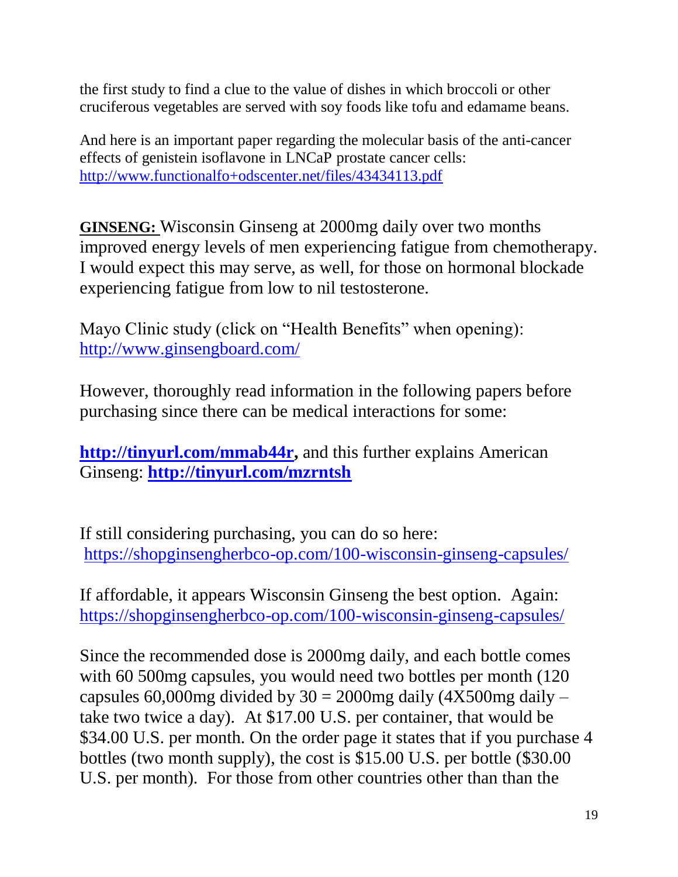the first study to find a clue to the value of dishes in which broccoli or other cruciferous vegetables are served with soy foods like tofu and edamame beans.

And here is an important paper regarding the molecular basis of the anti-cancer effects of genistein isoflavone in LNCaP prostate cancer cells: http://www.functionalfo+odscenter.net/files/43434113.pdf

**GINSENG:** Wisconsin Ginseng at 2000mg daily over two months improved energy levels of men experiencing fatigue from chemotherapy. I would expect this may serve, as well, for those on hormonal blockade experiencing fatigue from low to nil testosterone.

Mayo Clinic study (click on "Health Benefits" when opening): http://www.ginsengboard.com/

However, thoroughly read information in the following papers before purchasing since there can be medical interactions for some:

**http://tinyurl.com/mmab44r,** and this further explains American Ginseng: **http://tinyurl.com/mzrntsh**

If still considering purchasing, you can do so here: https://shopginsengherbco-op.com/100-wisconsin-ginseng-capsules/

If affordable, it appears Wisconsin Ginseng the best option. Again: https://shopginsengherbco-op.com/100-wisconsin-ginseng-capsules/

Since the recommended dose is 2000mg daily, and each bottle comes with 60 500mg capsules, you would need two bottles per month (120 capsules 60,000mg divided by 30 = 2000mg daily (4X500mg daily – take two twice a day). At $17.00 U.S. per container, that would be $34.00 U.S. per month. On the order page it states that if you purchase 4 bottles (two month supply), the cost is $15.00 U.S. per bottle ($30.00 U.S. per month). For those from other countries other than than the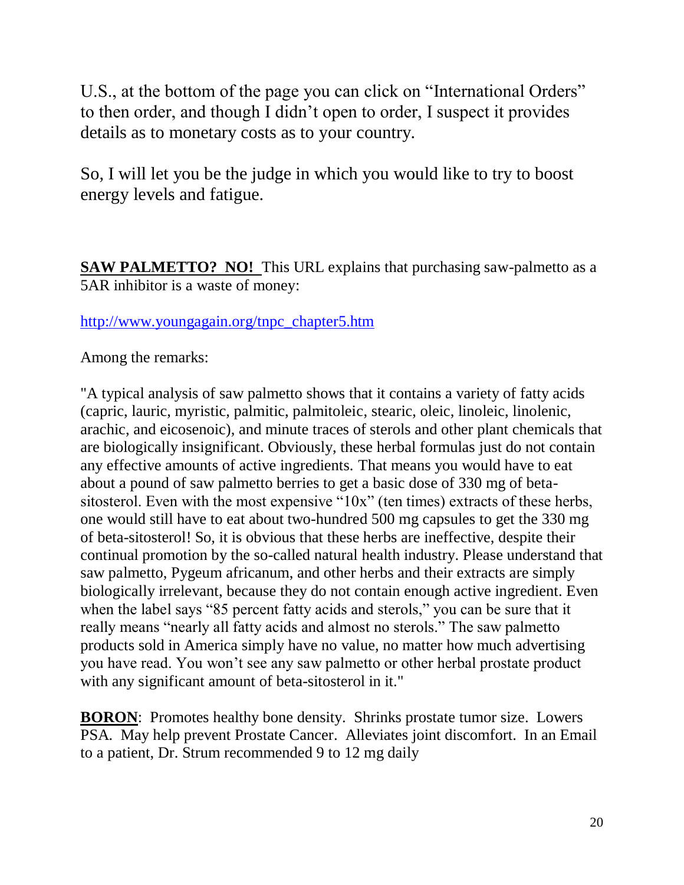U.S., at the bottom of the page you can click on "International Orders" to then order, and though I didn't open to order, I suspect it provides details as to monetary costs as to your country.

So, I will let you be the judge in which you would like to try to boost energy levels and fatigue.

**SAW PALMETTO? NO!** This URL explains that purchasing saw-palmetto as a 5AR inhibitor is a waste of money:

[http://www.youngagain.org/tnpc_chapter5.htm](http://www.youngagain.org/tnpc_chapter5.htm)

Among the remarks:

"A typical analysis of saw palmetto shows that it contains a variety of fatty acids (capric, lauric, myristic, palmitic, palmitoleic, stearic, oleic, linoleic, linolenic, arachic, and eicosenoic), and minute traces of sterols and other plant chemicals that are biologically insignificant. Obviously, these herbal formulas just do not contain any effective amounts of active ingredients. That means you would have to eat about a pound of saw palmetto berries to get a basic dose of 330 mg of beta-sitosterol. Even with the most expensive "10x" (ten times) extracts of these herbs, one would still have to eat about two-hundred 500 mg capsules to get the 330 mg of beta-sitosterol! So, it is obvious that these herbs are ineffective, despite their continual promotion by the so-called natural health industry. Please understand that saw palmetto, Pygeum africanum, and other herbs and their extracts are simply biologically irrelevant, because they do not contain enough active ingredient. Even when the label says "85 percent fatty acids and sterols," you can be sure that it really means "nearly all fatty acids and almost no sterols." The saw palmetto products sold in America simply have no value, no matter how much advertising you have read. You won't see any saw palmetto or other herbal prostate product with any significant amount of beta-sitosterol in it."

**BORON**: Promotes healthy bone density. Shrinks prostate tumor size. Lowers PSA. May help prevent Prostate Cancer. Alleviates joint discomfort. In an Email to a patient, Dr. Strum recommended 9 to 12 mg daily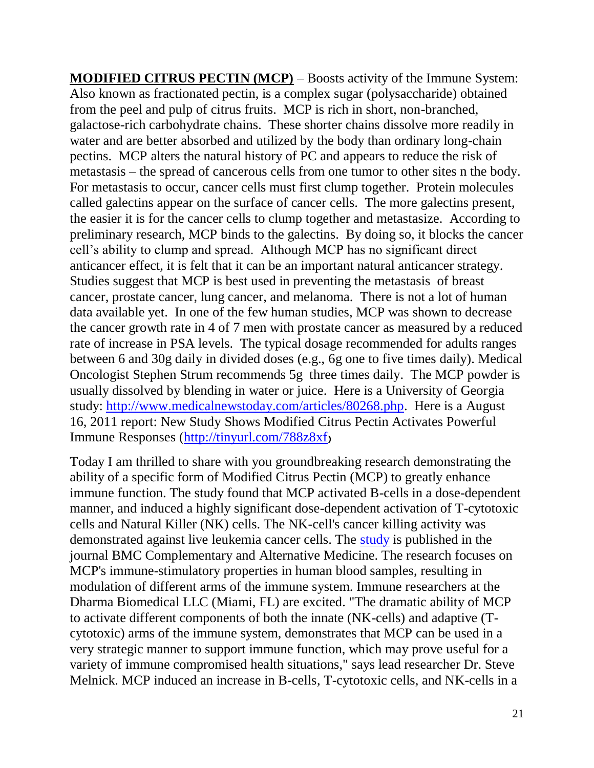**MODIFIED CITRUS PECTIN (MCP)** – Boosts activity of the Immune System: Also known as fractionated pectin, is a complex sugar (polysaccharide) obtained from the peel and pulp of citrus fruits. MCP is rich in short, non-branched, galactose-rich carbohydrate chains. These shorter chains dissolve more readily in water and are better absorbed and utilized by the body than ordinary long-chain pectins. MCP alters the natural history of PC and appears to reduce the risk of metastasis – the spread of cancerous cells from one tumor to other sites n the body. For metastasis to occur, cancer cells must first clump together. Protein molecules called galectins appear on the surface of cancer cells. The more galectins present, the easier it is for the cancer cells to clump together and metastasize. According to preliminary research, MCP binds to the galectins. By doing so, it blocks the cancer cell's ability to clump and spread. Although MCP has no significant direct anticancer effect, it is felt that it can be an important natural anticancer strategy. Studies suggest that MCP is best used in preventing the metastasis of breast cancer, prostate cancer, lung cancer, and melanoma. There is not a lot of human data available yet. In one of the few human studies, MCP was shown to decrease the cancer growth rate in 4 of 7 men with prostate cancer as measured by a reduced rate of increase in PSA levels. The typical dosage recommended for adults ranges between 6 and 30g daily in divided doses (e.g., 6g one to five times daily). Medical Oncologist Stephen Strum recommends 5g three times daily. The MCP powder is usually dissolved by blending in water or juice. Here is a University of Georgia study: [http://www.medicalnewstoday.com/articles/80268.php](http://www.medicalnewstoday.com/articles/80268.php). Here is a August 16, 2011 report: New Study Shows Modified Citrus Pectin Activates Powerful Immune Responses ([http://tinyurl.com/788z8xf](http://tinyurl.com/788z8xf))

Today I am thrilled to share with you groundbreaking research demonstrating the ability of a specific form of Modified Citrus Pectin (MCP) to greatly enhance immune function. The study found that MCP activated B-cells in a dose-dependent manner, and induced a highly significant dose-dependent activation of T-cytotoxic cells and Natural Killer (NK) cells. The NK-cell's cancer killing activity was demonstrated against live leukemia cancer cells. The study is published in the journal BMC Complementary and Alternative Medicine. The research focuses on MCP's immune-stimulatory properties in human blood samples, resulting in modulation of different arms of the immune system. Immune researchers at the Dharma Biomedical LLC (Miami, FL) are excited. "The dramatic ability of MCP to activate different components of both the innate (NK-cells) and adaptive (T-cytotoxic) arms of the immune system, demonstrates that MCP can be used in a very strategic manner to support immune function, which may prove useful for a variety of immune compromised health situations," says lead researcher Dr. Steve Melnick. MCP induced an increase in B-cells, T-cytotoxic cells, and NK-cells in a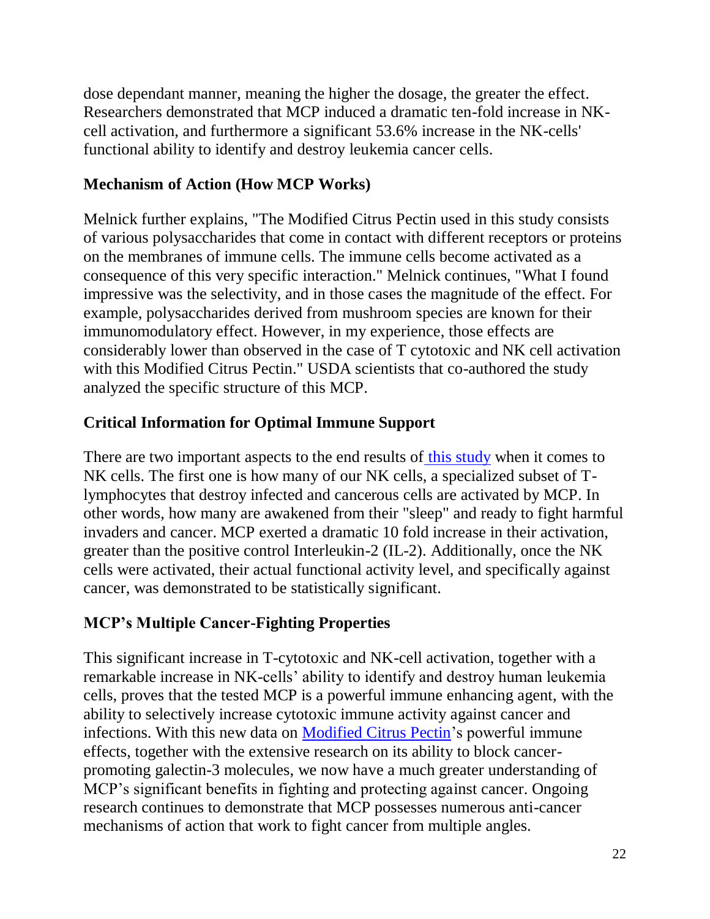dose dependant manner, meaning the higher the dosage, the greater the effect. Researchers demonstrated that MCP induced a dramatic ten-fold increase in NK-cell activation, and furthermore a significant 53.6% increase in the NK-cells' functional ability to identify and destroy leukemia cancer cells.

### Mechanism of Action (How MCP Works)

Melnick further explains, "The Modified Citrus Pectin used in this study consists of various polysaccharides that come in contact with different receptors or proteins on the membranes of immune cells. The immune cells become activated as a consequence of this very specific interaction." Melnick continues, "What I found impressive was the selectivity, and in those cases the magnitude of the effect. For example, polysaccharides derived from mushroom species are known for their immunomodulatory effect. However, in my experience, those effects are considerably lower than observed in the case of T cytotoxic and NK cell activation with this Modified Citrus Pectin." USDA scientists that co-authored the study analyzed the specific structure of this MCP.

### Critical Information for Optimal Immune Support

There are two important aspects to the end results of this study when it comes to NK cells. The first one is how many of our NK cells, a specialized subset of T-lymphocytes that destroy infected and cancerous cells are activated by MCP. In other words, how many are awakened from their "sleep" and ready to fight harmful invaders and cancer. MCP exerted a dramatic 10 fold increase in their activation, greater than the positive control Interleukin-2 (IL-2). Additionally, once the NK cells were activated, their actual functional activity level, and specifically against cancer, was demonstrated to be statistically significant.

### MCP's Multiple Cancer-Fighting Properties

This significant increase in T-cytotoxic and NK-cell activation, together with a remarkable increase in NK-cells' ability to identify and destroy human leukemia cells, proves that the tested MCP is a powerful immune enhancing agent, with the ability to selectively increase cytotoxic immune activity against cancer and infections. With this new data on Modified Citrus Pectin's powerful immune effects, together with the extensive research on its ability to block cancer-promoting galectin-3 molecules, we now have a much greater understanding of MCP's significant benefits in fighting and protecting against cancer. Ongoing research continues to demonstrate that MCP possesses numerous anti-cancer mechanisms of action that work to fight cancer from multiple angles.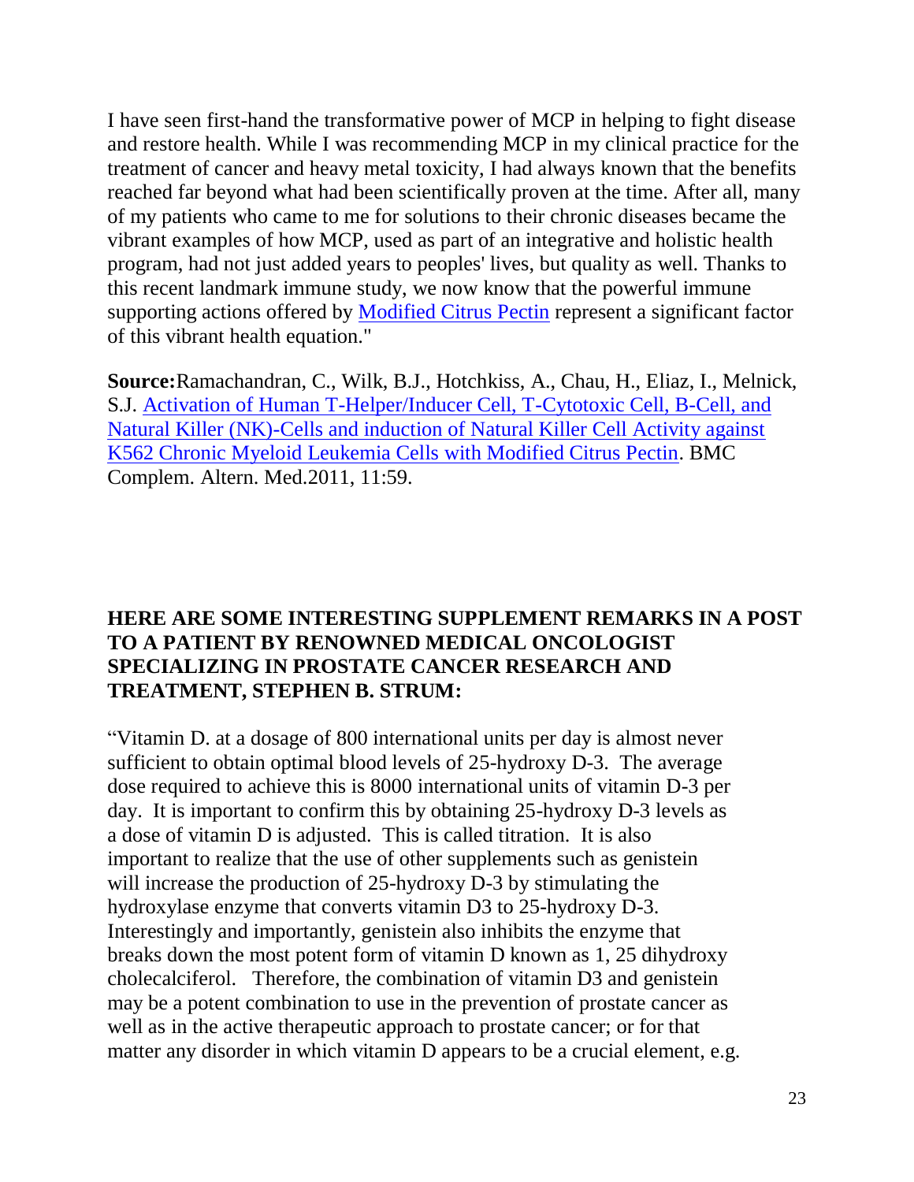I have seen first-hand the transformative power of MCP in helping to fight disease and restore health. While I was recommending MCP in my clinical practice for the treatment of cancer and heavy metal toxicity, I had always known that the benefits reached far beyond what had been scientifically proven at the time. After all, many of my patients who came to me for solutions to their chronic diseases became the vibrant examples of how MCP, used as part of an integrative and holistic health program, had not just added years to peoples' lives, but quality as well. Thanks to this recent landmark immune study, we now know that the powerful immune supporting actions offered by Modified Citrus Pectin represent a significant factor of this vibrant health equation."

**Source:**Ramachandran, C., Wilk, B.J., Hotchkiss, A., Chau, H., Eliaz, I., Melnick, S.J. Activation of Human T-Helper/Inducer Cell, T-Cytotoxic Cell, B-Cell, and Natural Killer (NK)-Cells and induction of Natural Killer Cell Activity against K562 Chronic Myeloid Leukemia Cells with Modified Citrus Pectin. BMC Complem. Altern. Med.2011, 11:59.

**HERE ARE SOME INTERESTING SUPPLEMENT REMARKS IN A POST TO A PATIENT BY RENOWNED MEDICAL ONCOLOGIST SPECIALIZING IN PROSTATE CANCER RESEARCH AND TREATMENT, STEPHEN B. STRUM:**

"Vitamin D. at a dosage of 800 international units per day is almost never sufficient to obtain optimal blood levels of 25-hydroxy D-3. The average dose required to achieve this is 8000 international units of vitamin D-3 per day. It is important to confirm this by obtaining 25-hydroxy D-3 levels as a dose of vitamin D is adjusted. This is called titration. It is also important to realize that the use of other supplements such as genistein will increase the production of 25-hydroxy D-3 by stimulating the hydroxylase enzyme that converts vitamin D3 to 25-hydroxy D-3. Interestingly and importantly, genistein also inhibits the enzyme that breaks down the most potent form of vitamin D known as 1, 25 dihydroxy cholecalciferol. Therefore, the combination of vitamin D3 and genistein may be a potent combination to use in the prevention of prostate cancer as well as in the active therapeutic approach to prostate cancer; or for that matter any disorder in which vitamin D appears to be a crucial element, e.g.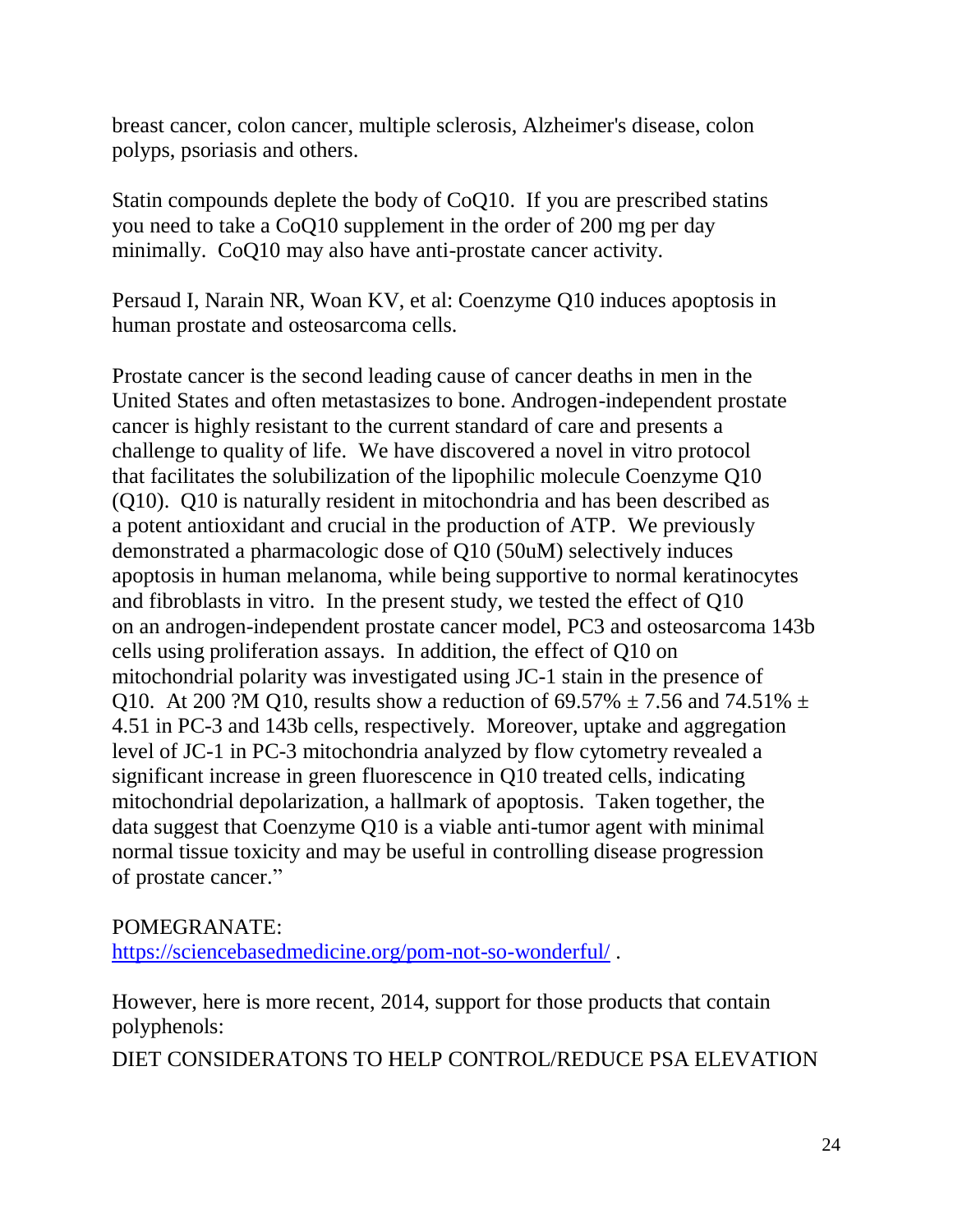breast cancer, colon cancer, multiple sclerosis, Alzheimer's disease, colon polyps, psoriasis and others.

Statin compounds deplete the body of CoQ10. If you are prescribed statins you need to take a CoQ10 supplement in the order of 200 mg per day minimally. CoQ10 may also have anti-prostate cancer activity.

Persaud I, Narain NR, Woan KV, et al: Coenzyme Q10 induces apoptosis in human prostate and osteosarcoma cells.

Prostate cancer is the second leading cause of cancer deaths in men in the United States and often metastasizes to bone. Androgen-independent prostate cancer is highly resistant to the current standard of care and presents a challenge to quality of life. We have discovered a novel in vitro protocol that facilitates the solubilization of the lipophilic molecule Coenzyme Q10 (Q10). Q10 is naturally resident in mitochondria and has been described as a potent antioxidant and crucial in the production of ATP. We previously demonstrated a pharmacologic dose of Q10 (50uM) selectively induces apoptosis in human melanoma, while being supportive to normal keratinocytes and fibroblasts in vitro. In the present study, we tested the effect of Q10 on an androgen-independent prostate cancer model, PC3 and osteosarcoma 143b cells using proliferation assays. In addition, the effect of Q10 on mitochondrial polarity was investigated using JC-1 stain in the presence of Q10. At 200 ?M Q10, results show a reduction of 69.57% ± 7.56 and 74.51% ± 4.51 in PC-3 and 143b cells, respectively. Moreover, uptake and aggregation level of JC-1 in PC-3 mitochondria analyzed by flow cytometry revealed a significant increase in green fluorescence in Q10 treated cells, indicating mitochondrial depolarization, a hallmark of apoptosis. Taken together, the data suggest that Coenzyme Q10 is a viable anti-tumor agent with minimal normal tissue toxicity and may be useful in controlling disease progression of prostate cancer."

POMEGRANATE:
https://sciencebasedmedicine.org/pom-not-so-wonderful/ .

However, here is more recent, 2014, support for those products that contain polyphenols:

DIET CONSIDERATONS TO HELP CONTROL/REDUCE PSA ELEVATION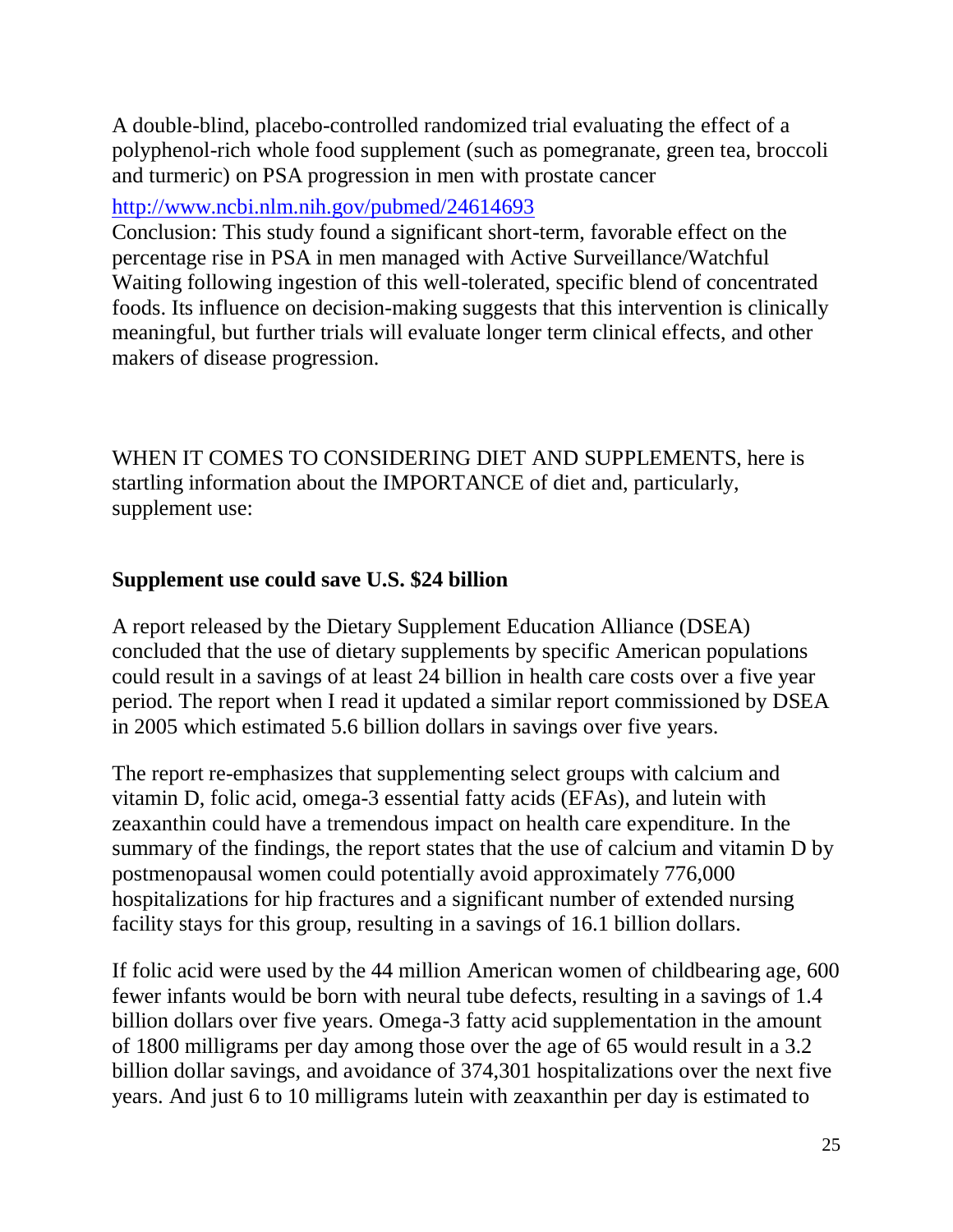A double-blind, placebo-controlled randomized trial evaluating the effect of a polyphenol-rich whole food supplement (such as pomegranate, green tea, broccoli and turmeric) on PSA progression in men with prostate cancer

http://www.ncbi.nlm.nih.gov/pubmed/24614693

Conclusion: This study found a significant short-term, favorable effect on the percentage rise in PSA in men managed with Active Surveillance/Watchful Waiting following ingestion of this well-tolerated, specific blend of concentrated foods. Its influence on decision-making suggests that this intervention is clinically meaningful, but further trials will evaluate longer term clinical effects, and other makers of disease progression.

WHEN IT COMES TO CONSIDERING DIET AND SUPPLEMENTS, here is startling information about the IMPORTANCE of diet and, particularly, supplement use:

**Supplement use could save U.S. $24 billion**

A report released by the Dietary Supplement Education Alliance (DSEA) concluded that the use of dietary supplements by specific American populations could result in a savings of at least 24 billion in health care costs over a five year period. The report when I read it updated a similar report commissioned by DSEA in 2005 which estimated 5.6 billion dollars in savings over five years.

The report re-emphasizes that supplementing select groups with calcium and vitamin D, folic acid, omega-3 essential fatty acids (EFAs), and lutein with zeaxanthin could have a tremendous impact on health care expenditure. In the summary of the findings, the report states that the use of calcium and vitamin D by postmenopausal women could potentially avoid approximately 776,000 hospitalizations for hip fractures and a significant number of extended nursing facility stays for this group, resulting in a savings of 16.1 billion dollars.

If folic acid were used by the 44 million American women of childbearing age, 600 fewer infants would be born with neural tube defects, resulting in a savings of 1.4 billion dollars over five years. Omega-3 fatty acid supplementation in the amount of 1800 milligrams per day among those over the age of 65 would result in a 3.2 billion dollar savings, and avoidance of 374,301 hospitalizations over the next five years. And just 6 to 10 milligrams lutein with zeaxanthin per day is estimated to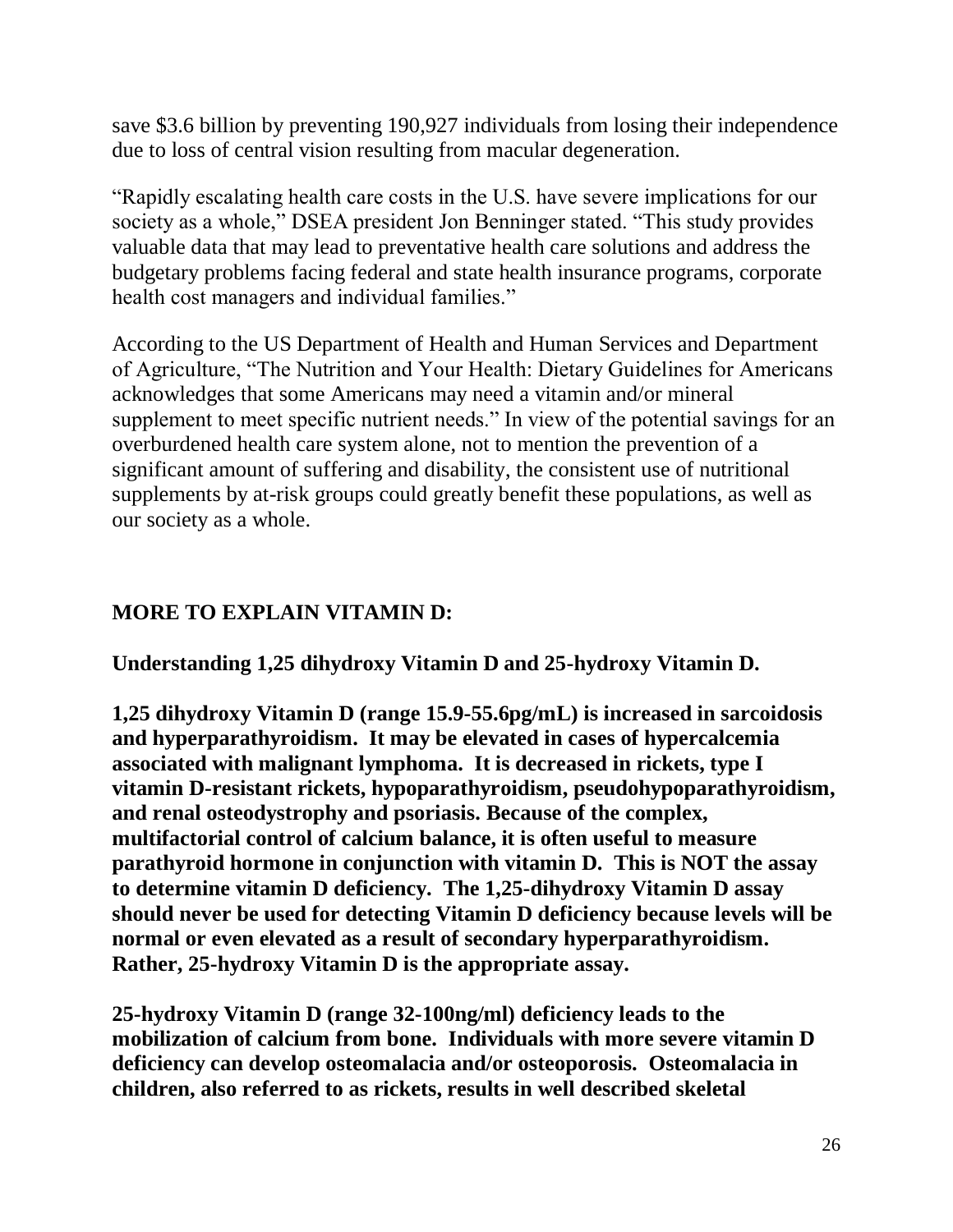save $3.6 billion by preventing 190,927 individuals from losing their independence due to loss of central vision resulting from macular degeneration.

"Rapidly escalating health care costs in the U.S. have severe implications for our society as a whole," DSEA president Jon Benninger stated. "This study provides valuable data that may lead to preventative health care solutions and address the budgetary problems facing federal and state health insurance programs, corporate health cost managers and individual families."

According to the US Department of Health and Human Services and Department of Agriculture, "The Nutrition and Your Health: Dietary Guidelines for Americans acknowledges that some Americans may need a vitamin and/or mineral supplement to meet specific nutrient needs." In view of the potential savings for an overburdened health care system alone, not to mention the prevention of a significant amount of suffering and disability, the consistent use of nutritional supplements by at-risk groups could greatly benefit these populations, as well as our society as a whole.

**MORE TO EXPLAIN VITAMIN D:**

**Understanding 1,25 dihydroxy Vitamin D and 25-hydroxy Vitamin D.**

**1,25 dihydroxy Vitamin D (range 15.9-55.6pg/mL) is increased in sarcoidosis and hyperparathyroidism. It may be elevated in cases of hypercalcemia associated with malignant lymphoma. It is decreased in rickets, type I vitamin D-resistant rickets, hypoparathyroidism, pseudohypoparathyroidism, and renal osteodystrophy and psoriasis. Because of the complex, multifactorial control of calcium balance, it is often useful to measure parathyroid hormone in conjunction with vitamin D. This is NOT the assay to determine vitamin D deficiency. The 1,25-dihydroxy Vitamin D assay should never be used for detecting Vitamin D deficiency because levels will be normal or even elevated as a result of secondary hyperparathyroidism. Rather, 25-hydroxy Vitamin D is the appropriate assay.**

**25-hydroxy Vitamin D (range 32-100ng/ml) deficiency leads to the mobilization of calcium from bone. Individuals with more severe vitamin D deficiency can develop osteomalacia and/or osteoporosis. Osteomalacia in children, also referred to as rickets, results in well described skeletal**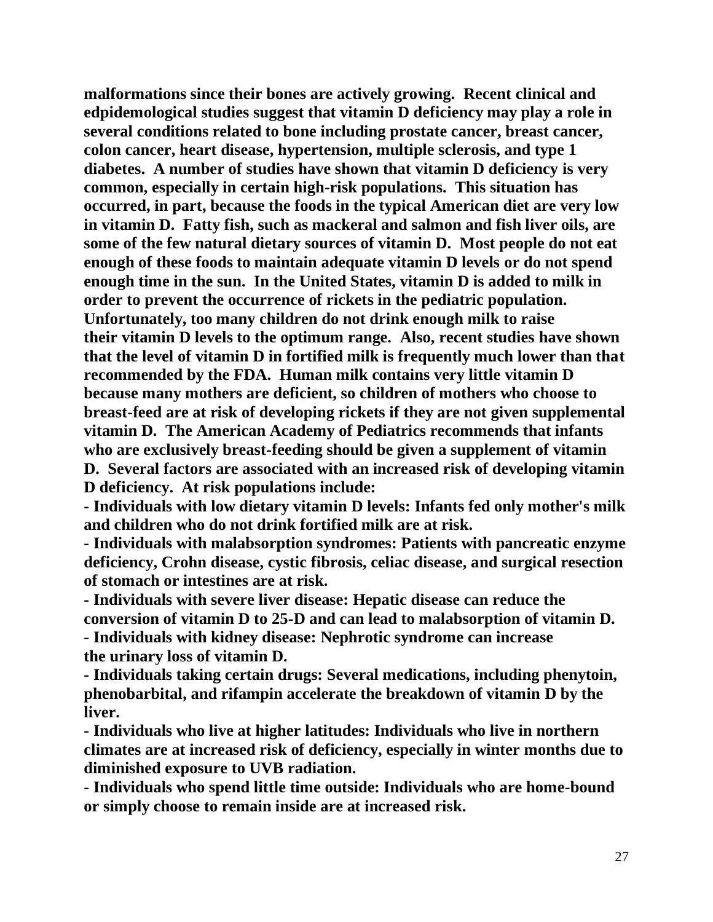**malformations since their bones are actively growing. Recent clinical and edpidemological studies suggest that vitamin D deficiency may play a role in several conditions related to bone including prostate cancer, breast cancer, colon cancer, heart disease, hypertension, multiple sclerosis, and type 1 diabetes. A number of studies have shown that vitamin D deficiency is very common, especially in certain high-risk populations. This situation has occurred, in part, because the foods in the typical American diet are very low in vitamin D. Fatty fish, such as mackeral and salmon and fish liver oils, are some of the few natural dietary sources of vitamin D. Most people do not eat enough of these foods to maintain adequate vitamin D levels or do not spend enough time in the sun. In the United States, vitamin D is added to milk in order to prevent the occurrence of rickets in the pediatric population. Unfortunately, too many children do not drink enough milk to raise their vitamin D levels to the optimum range. Also, recent studies have shown that the level of vitamin D in fortified milk is frequently much lower than that recommended by the FDA. Human milk contains very little vitamin D because many mothers are deficient, so children of mothers who choose to breast-feed are at risk of developing rickets if they are not given supplemental vitamin D. The American Academy of Pediatrics recommends that infants who are exclusively breast-feeding should be given a supplement of vitamin D. Several factors are associated with an increased risk of developing vitamin D deficiency. At risk populations include:**

- **Individuals with low dietary vitamin D levels: Infants fed only mother's milk and children who do not drink fortified milk are at risk.**
- **Individuals with malabsorption syndromes: Patients with pancreatic enzyme deficiency, Crohn disease, cystic fibrosis, celiac disease, and surgical resection of stomach or intestines are at risk.**
- **Individuals with severe liver disease: Hepatic disease can reduce the conversion of vitamin D to 25-D and can lead to malabsorption of vitamin D.**
- **Individuals with kidney disease: Nephrotic syndrome can increase the urinary loss of vitamin D.**
- **Individuals taking certain drugs: Several medications, including phenytoin, phenobarbital, and rifampin accelerate the breakdown of vitamin D by the liver.**
- **Individuals who live at higher latitudes: Individuals who live in northern climates are at increased risk of deficiency, especially in winter months due to diminished exposure to UVB radiation.**
- **Individuals who spend little time outside: Individuals who are home-bound or simply choose to remain inside are at increased risk.**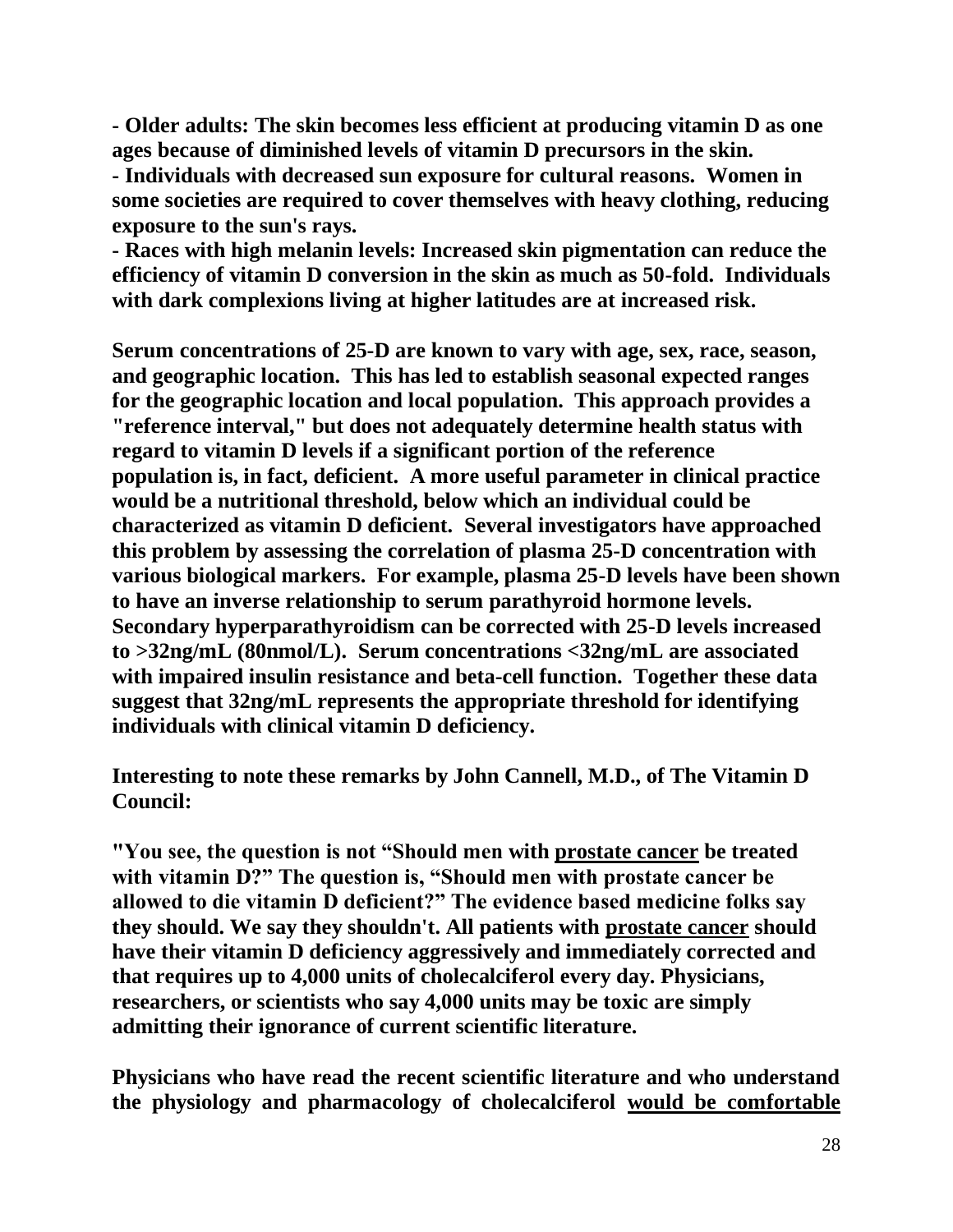**- Older adults: The skin becomes less efficient at producing vitamin D as one ages because of diminished levels of vitamin D precursors in the skin.**
**- Individuals with decreased sun exposure for cultural reasons. Women in some societies are required to cover themselves with heavy clothing, reducing exposure to the sun's rays.**
**- Races with high melanin levels: Increased skin pigmentation can reduce the efficiency of vitamin D conversion in the skin as much as 50-fold. Individuals with dark complexions living at higher latitudes are at increased risk.**

**Serum concentrations of 25-D are known to vary with age, sex, race, season, and geographic location. This has led to establish seasonal expected ranges for the geographic location and local population. This approach provides a "reference interval," but does not adequately determine health status with regard to vitamin D levels if a significant portion of the reference population is, in fact, deficient. A more useful parameter in clinical practice would be a nutritional threshold, below which an individual could be characterized as vitamin D deficient. Several investigators have approached this problem by assessing the correlation of plasma 25-D concentration with various biological markers. For example, plasma 25-D levels have been shown to have an inverse relationship to serum parathyroid hormone levels. Secondary hyperparathyroidism can be corrected with 25-D levels increased to >32ng/mL (80nmol/L). Serum concentrations <32ng/mL are associated with impaired insulin resistance and beta-cell function. Together these data suggest that 32ng/mL represents the appropriate threshold for identifying individuals with clinical vitamin D deficiency.**

**Interesting to note these remarks by John Cannell, M.D., of The Vitamin D Council:**

**"You see, the question is not "Should men with <u>prostate cancer</u> be treated with vitamin D?" The question is, "Should men with prostate cancer be allowed to die vitamin D deficient?" The evidence based medicine folks say they should. We say they shouldn't. All patients with <u>prostate cancer</u> should have their vitamin D deficiency aggressively and immediately corrected and that requires up to 4,000 units of cholecalciferol every day. Physicians, researchers, or scientists who say 4,000 units may be toxic are simply admitting their ignorance of current scientific literature.**

**Physicians who have read the recent scientific literature and who understand the physiology and pharmacology of cholecalciferol <u>would be comfortable</u>**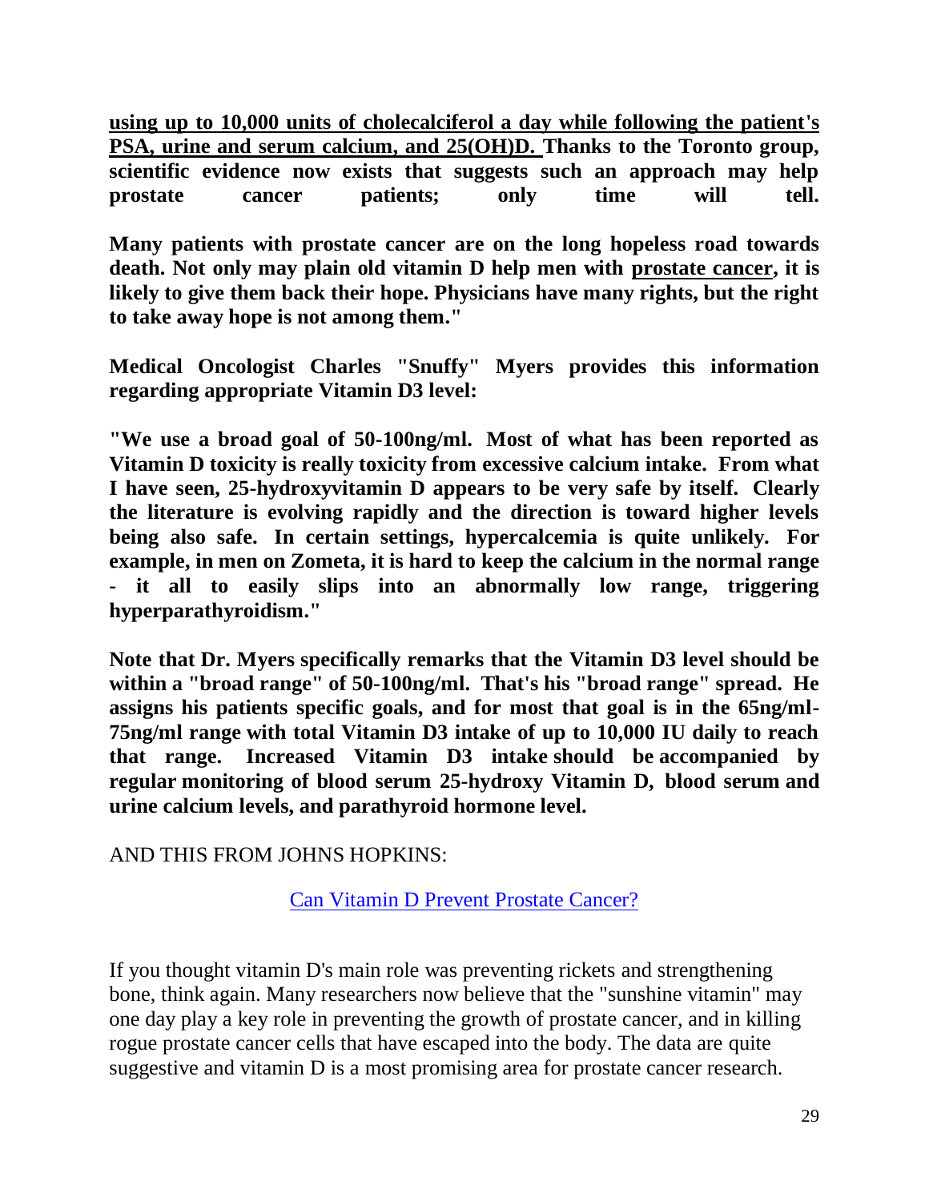**<u>using up to 10,000 units of cholecalciferol a day while following the patient's PSA, urine and serum calcium, and 25(OH)D.</u> Thanks to the Toronto group, scientific evidence now exists that suggests such an approach may help prostate cancer patients; only time will tell.**

**Many patients with prostate cancer are on the long hopeless road towards death. Not only may plain old vitamin D help men with <u>prostate cancer</u>, it is likely to give them back their hope. Physicians have many rights, but the right to take away hope is not among them."**

**Medical Oncologist Charles "Snuffy" Myers provides this information regarding appropriate Vitamin D3 level:**

**"We use a broad goal of 50-100ng/ml. Most of what has been reported as Vitamin D toxicity is really toxicity from excessive calcium intake. From what I have seen, 25-hydroxyvitamin D appears to be very safe by itself. Clearly the literature is evolving rapidly and the direction is toward higher levels being also safe. In certain settings, hypercalcemia is quite unlikely. For example, in men on Zometa, it is hard to keep the calcium in the normal range - it all to easily slips into an abnormally low range, triggering hyperparathyroidism."**

**Note that Dr. Myers specifically remarks that the Vitamin D3 level should be within a "broad range" of 50-100ng/ml. That's his "broad range" spread. He assigns his patients specific goals, and for most that goal is in the 65ng/ml-75ng/ml range with total Vitamin D3 intake of up to 10,000 IU daily to reach that range. Increased Vitamin D3 intake should be accompanied by regular monitoring of blood serum 25-hydroxy Vitamin D, blood serum and urine calcium levels, and parathyroid hormone level.**

AND THIS FROM JOHNS HOPKINS:

Can Vitamin D Prevent Prostate Cancer?

If you thought vitamin D's main role was preventing rickets and strengthening bone, think again. Many researchers now believe that the "sunshine vitamin" may one day play a key role in preventing the growth of prostate cancer, and in killing rogue prostate cancer cells that have escaped into the body. The data are quite suggestive and vitamin D is a most promising area for prostate cancer research.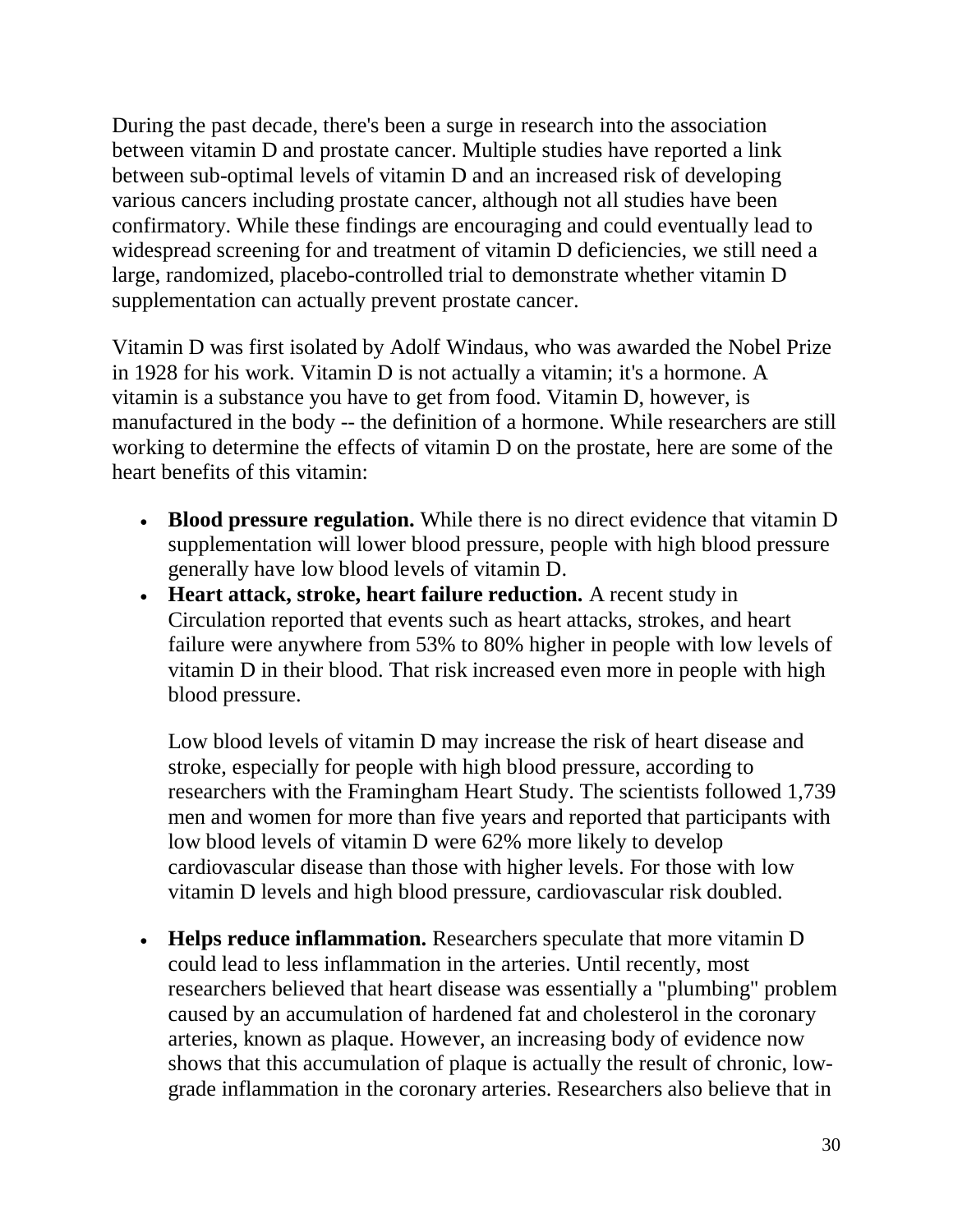During the past decade, there's been a surge in research into the association between vitamin D and prostate cancer. Multiple studies have reported a link between sub-optimal levels of vitamin D and an increased risk of developing various cancers including prostate cancer, although not all studies have been confirmatory. While these findings are encouraging and could eventually lead to widespread screening for and treatment of vitamin D deficiencies, we still need a large, randomized, placebo-controlled trial to demonstrate whether vitamin D supplementation can actually prevent prostate cancer.

Vitamin D was first isolated by Adolf Windaus, who was awarded the Nobel Prize in 1928 for his work. Vitamin D is not actually a vitamin; it's a hormone. A vitamin is a substance you have to get from food. Vitamin D, however, is manufactured in the body -- the definition of a hormone. While researchers are still working to determine the effects of vitamin D on the prostate, here are some of the heart benefits of this vitamin:

- **Blood pressure regulation.** While there is no direct evidence that vitamin D supplementation will lower blood pressure, people with high blood pressure generally have low blood levels of vitamin D.
- **Heart attack, stroke, heart failure reduction.** A recent study in Circulation reported that events such as heart attacks, strokes, and heart failure were anywhere from 53% to 80% higher in people with low levels of vitamin D in their blood. That risk increased even more in people with high blood pressure.

  Low blood levels of vitamin D may increase the risk of heart disease and stroke, especially for people with high blood pressure, according to researchers with the Framingham Heart Study. The scientists followed 1,739 men and women for more than five years and reported that participants with low blood levels of vitamin D were 62% more likely to develop cardiovascular disease than those with higher levels. For those with low vitamin D levels and high blood pressure, cardiovascular risk doubled.

- **Helps reduce inflammation.** Researchers speculate that more vitamin D could lead to less inflammation in the arteries. Until recently, most researchers believed that heart disease was essentially a "plumbing" problem caused by an accumulation of hardened fat and cholesterol in the coronary arteries, known as plaque. However, an increasing body of evidence now shows that this accumulation of plaque is actually the result of chronic, low-grade inflammation in the coronary arteries. Researchers also believe that in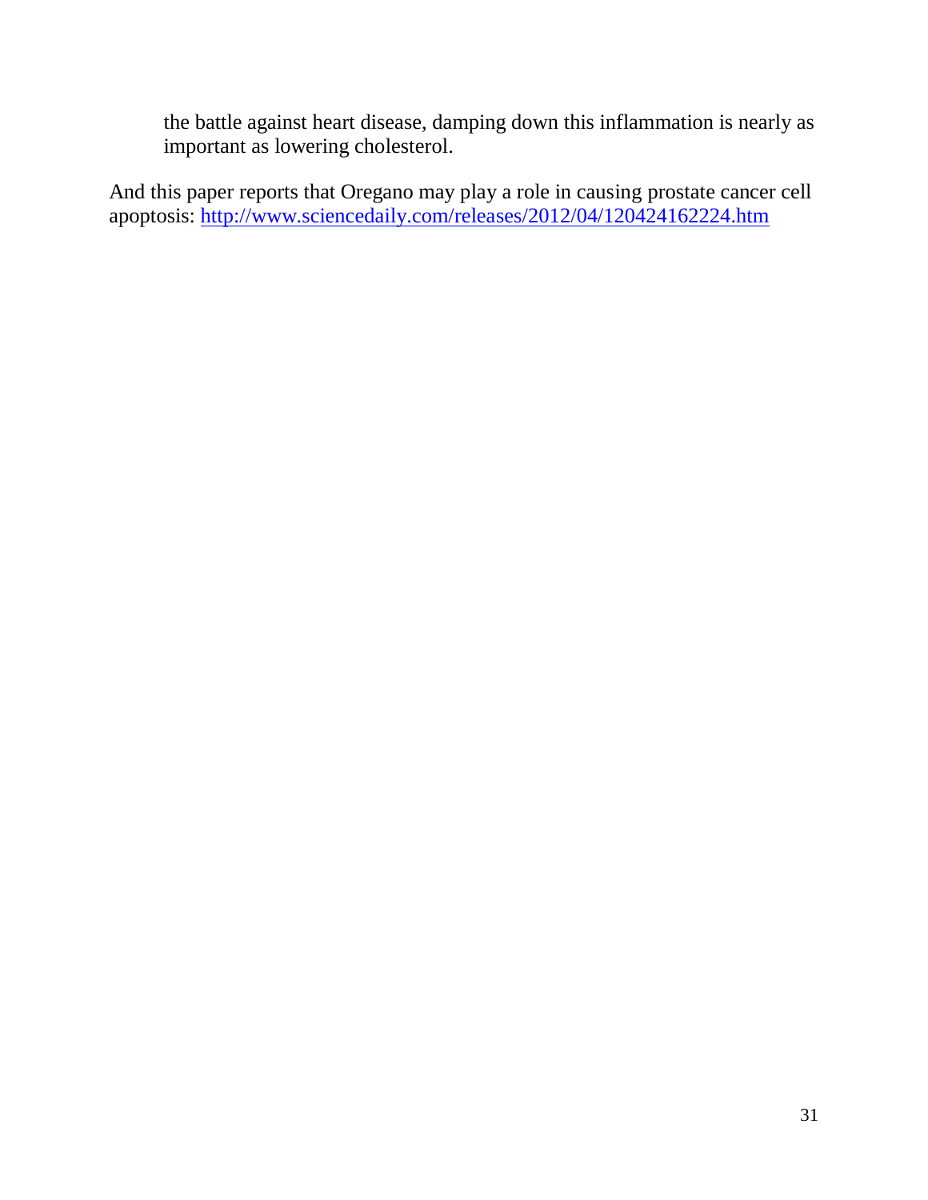> the battle against heart disease, damping down this inflammation is nearly as important as lowering cholesterol.

And this paper reports that Oregano may play a role in causing prostate cancer cell apoptosis: [http://www.sciencedaily.com/releases/2012/04/120424162224.htm](http://www.sciencedaily.com/releases/2012/04/120424162224.htm)